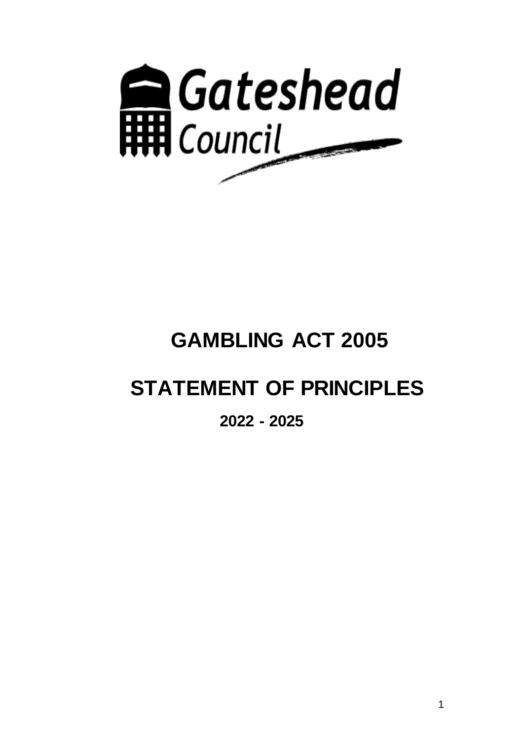Gateshead Council

# GAMBLING ACT 2005

# STATEMENT OF PRINCIPLES

## 2022 - 2025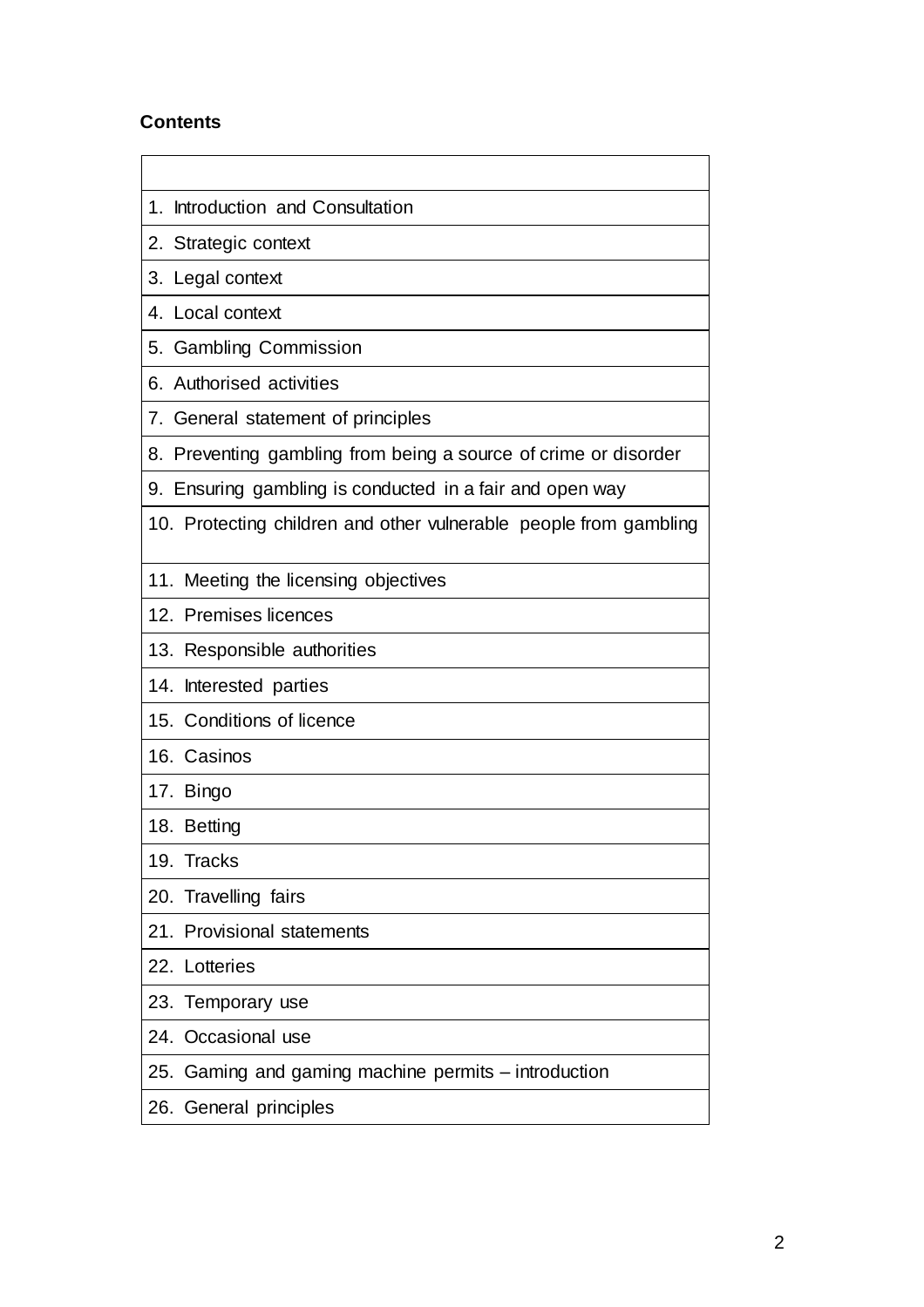**Contents**

| |
|---|
| 1. Introduction and Consultation |
| 2. Strategic context |
| 3. Legal context |
| 4. Local context |
| 5. Gambling Commission |
| 6. Authorised activities |
| 7. General statement of principles |
| 8. Preventing gambling from being a source of crime or disorder |
| 9. Ensuring gambling is conducted in a fair and open way |
| 10. Protecting children and other vulnerable people from gambling |
| 11. Meeting the licensing objectives |
| 12. Premises licences |
| 13. Responsible authorities |
| 14. Interested parties |
| 15. Conditions of licence |
| 16. Casinos |
| 17. Bingo |
| 18. Betting |
| 19. Tracks |
| 20. Travelling fairs |
| 21. Provisional statements |
| 22. Lotteries |
| 23. Temporary use |
| 24. Occasional use |
| 25. Gaming and gaming machine permits – introduction |
| 26. General principles |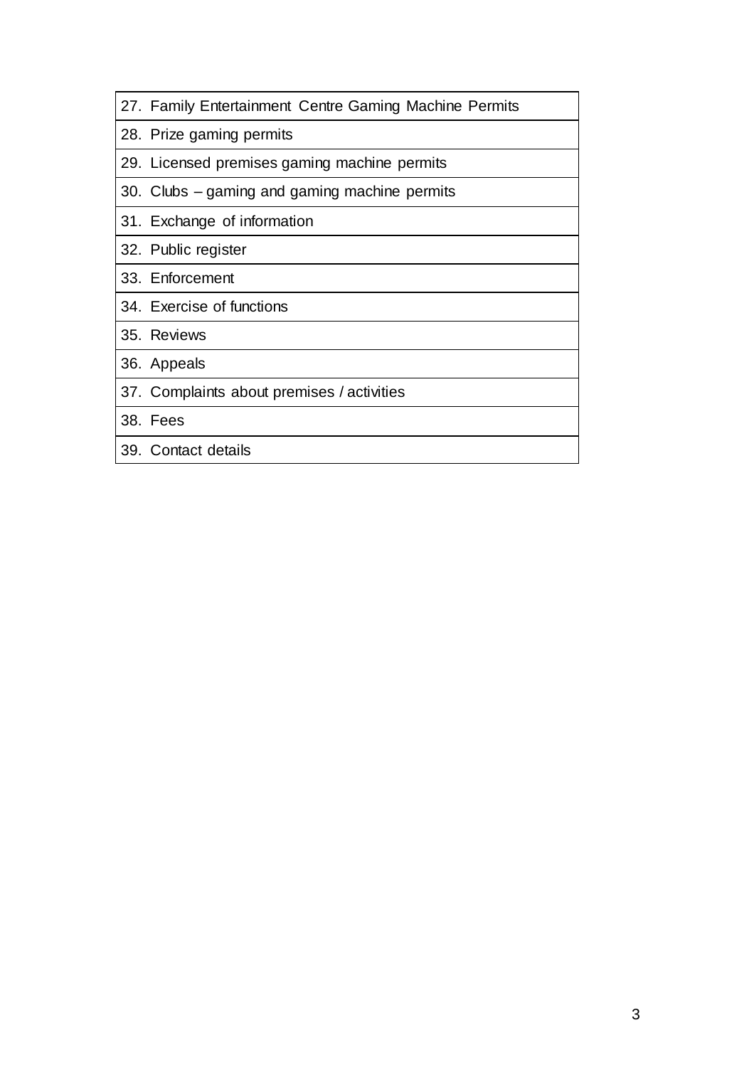| 27. Family Entertainment Centre Gaming Machine Permits |
|---|
| 28. Prize gaming permits |
| 29. Licensed premises gaming machine permits |
| 30. Clubs – gaming and gaming machine permits |
| 31. Exchange of information |
| 32. Public register |
| 33. Enforcement |
| 34. Exercise of functions |
| 35. Reviews |
| 36. Appeals |
| 37. Complaints about premises / activities |
| 38. Fees |
| 39. Contact details |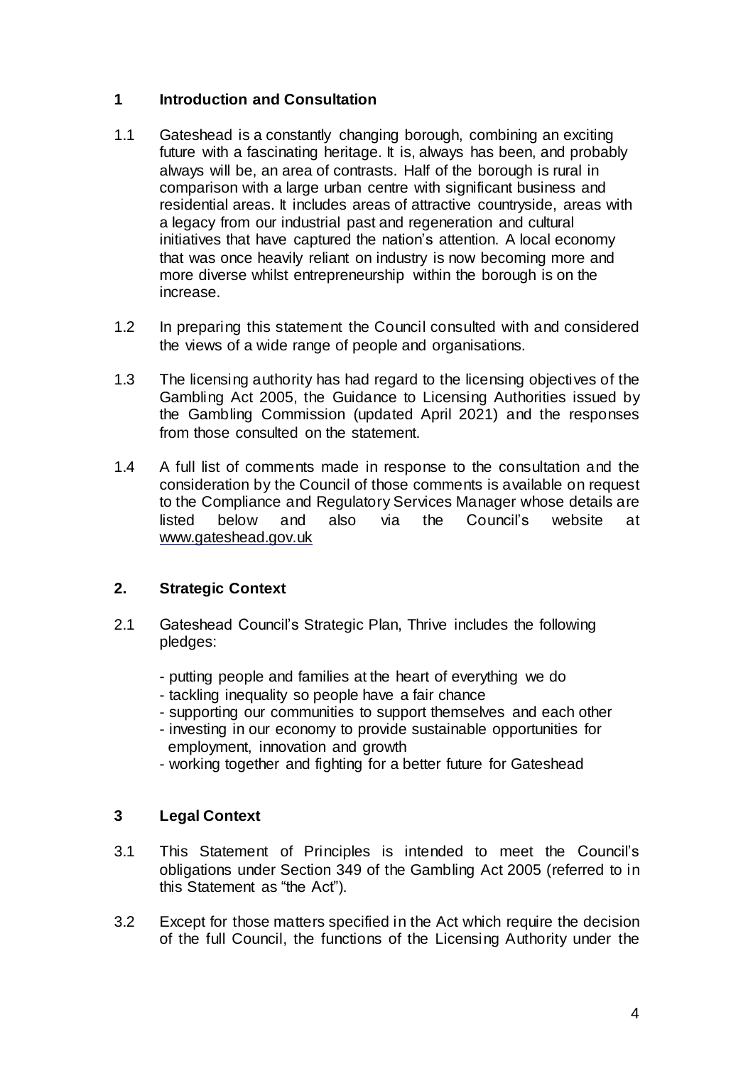## 1 Introduction and Consultation

1.1 Gateshead is a constantly changing borough, combining an exciting future with a fascinating heritage. It is, always has been, and probably always will be, an area of contrasts. Half of the borough is rural in comparison with a large urban centre with significant business and residential areas. It includes areas of attractive countryside, areas with a legacy from our industrial past and regeneration and cultural initiatives that have captured the nation's attention. A local economy that was once heavily reliant on industry is now becoming more and more diverse whilst entrepreneurship within the borough is on the increase.

1.2 In preparing this statement the Council consulted with and considered the views of a wide range of people and organisations.

1.3 The licensing authority has had regard to the licensing objectives of the Gambling Act 2005, the Guidance to Licensing Authorities issued by the Gambling Commission (updated April 2021) and the responses from those consulted on the statement.

1.4 A full list of comments made in response to the consultation and the consideration by the Council of those comments is available on request to the Compliance and Regulatory Services Manager whose details are listed below and also via the Council's website at www.gateshead.gov.uk

## 2. Strategic Context

2.1 Gateshead Council's Strategic Plan, Thrive includes the following pledges:

- putting people and families at the heart of everything we do
- tackling inequality so people have a fair chance
- supporting our communities to support themselves and each other
- investing in our economy to provide sustainable opportunities for employment, innovation and growth
- working together and fighting for a better future for Gateshead

## 3 Legal Context

3.1 This Statement of Principles is intended to meet the Council's obligations under Section 349 of the Gambling Act 2005 (referred to in this Statement as "the Act").

3.2 Except for those matters specified in the Act which require the decision of the full Council, the functions of the Licensing Authority under the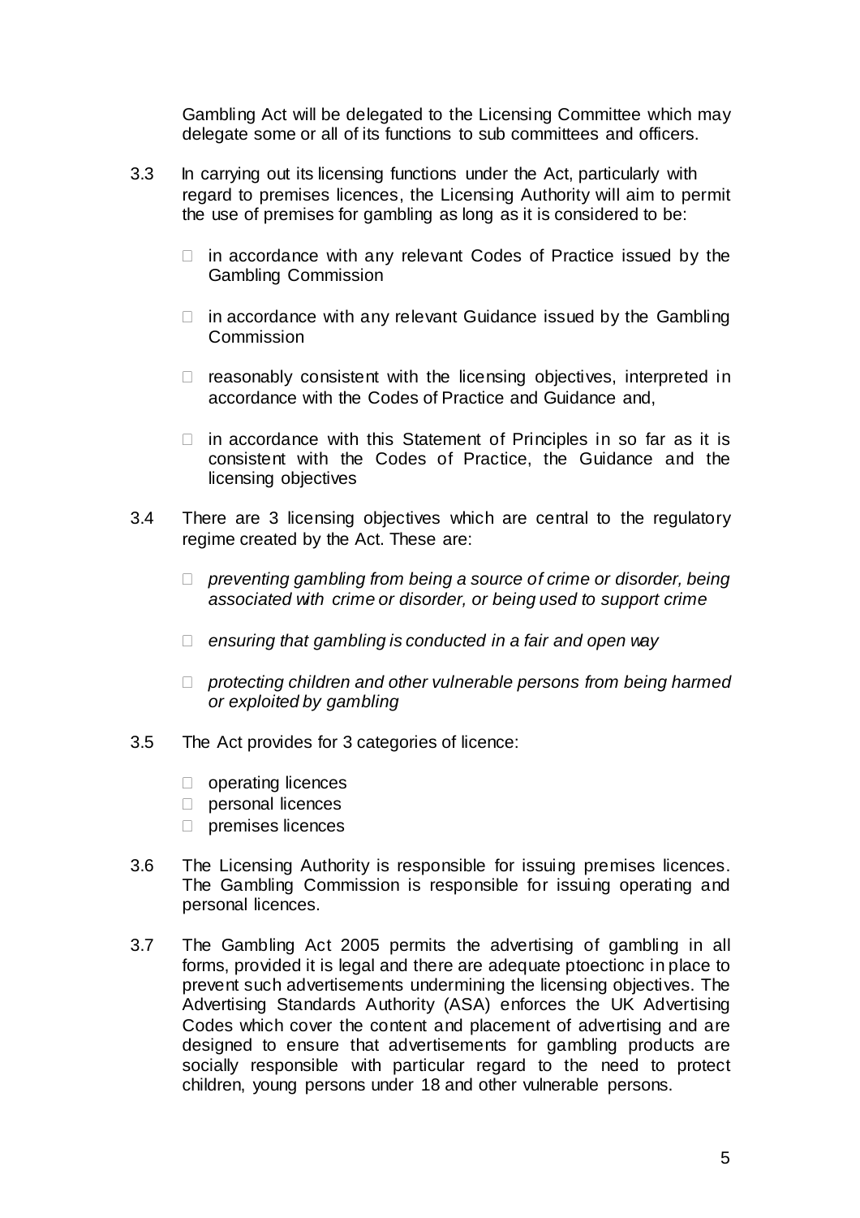Gambling Act will be delegated to the Licensing Committee which may delegate some or all of its functions to sub committees and officers.

3.3 In carrying out its licensing functions under the Act, particularly with regard to premises licences, the Licensing Authority will aim to permit the use of premises for gambling as long as it is considered to be:

- in accordance with any relevant Codes of Practice issued by the Gambling Commission
- in accordance with any relevant Guidance issued by the Gambling Commission
- reasonably consistent with the licensing objectives, interpreted in accordance with the Codes of Practice and Guidance and,
- in accordance with this Statement of Principles in so far as it is consistent with the Codes of Practice, the Guidance and the licensing objectives

3.4 There are 3 licensing objectives which are central to the regulatory regime created by the Act. These are:

- *preventing gambling from being a source of crime or disorder, being associated with crime or disorder, or being used to support crime*
- *ensuring that gambling is conducted in a fair and open way*
- *protecting children and other vulnerable persons from being harmed or exploited by gambling*

3.5 The Act provides for 3 categories of licence:

- operating licences
- personal licences
- premises licences

3.6 The Licensing Authority is responsible for issuing premises licences. The Gambling Commission is responsible for issuing operating and personal licences.

3.7 The Gambling Act 2005 permits the advertising of gambling in all forms, provided it is legal and there are adequate ptoectionc in place to prevent such advertisements undermining the licensing objectives. The Advertising Standards Authority (ASA) enforces the UK Advertising Codes which cover the content and placement of advertising and are designed to ensure that advertisements for gambling products are socially responsible with particular regard to the need to protect children, young persons under 18 and other vulnerable persons.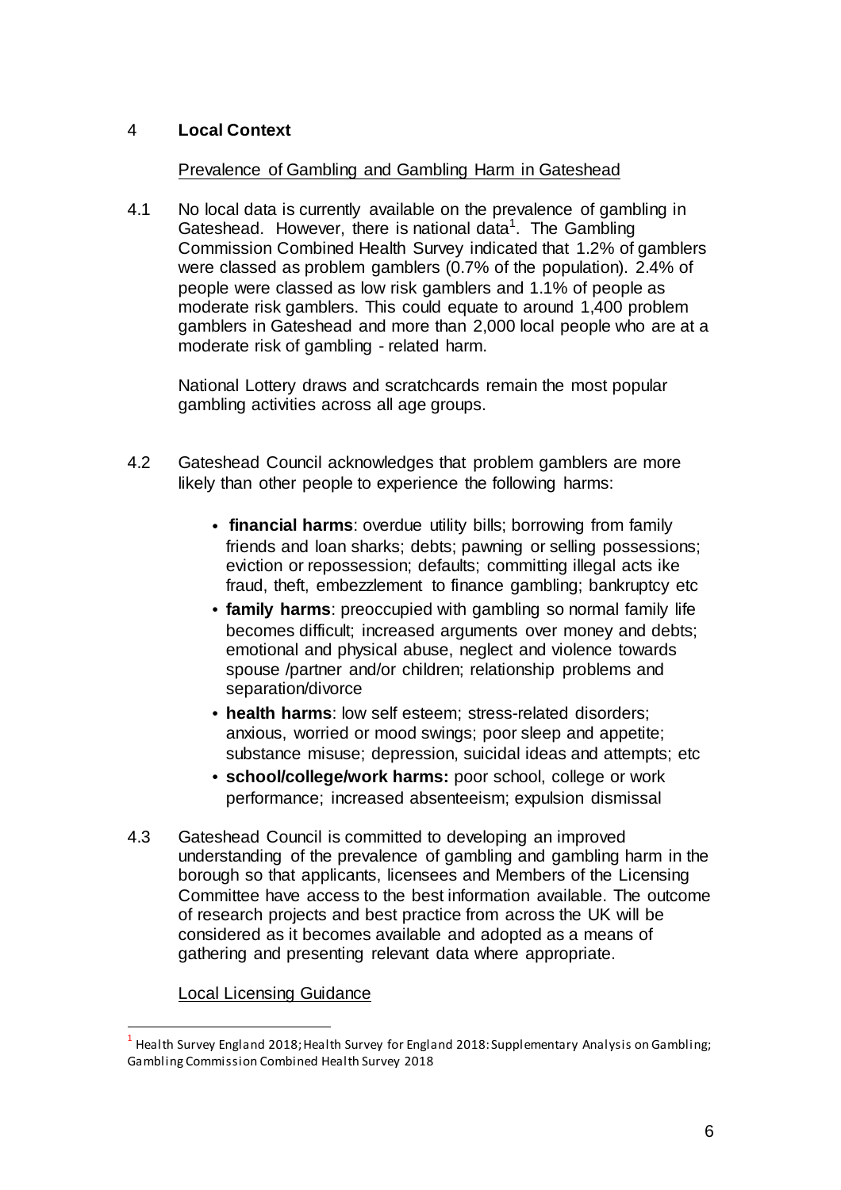## 4 Local Context

### Prevalence of Gambling and Gambling Harm in Gateshead

4.1 No local data is currently available on the prevalence of gambling in Gateshead. However, there is national data[1]. The Gambling Commission Combined Health Survey indicated that 1.2% of gamblers were classed as problem gamblers (0.7% of the population). 2.4% of people were classed as low risk gamblers and 1.1% of people as moderate risk gamblers. This could equate to around 1,400 problem gamblers in Gateshead and more than 2,000 local people who are at a moderate risk of gambling - related harm.

National Lottery draws and scratchcards remain the most popular gambling activities across all age groups.

4.2 Gateshead Council acknowledges that problem gamblers are more likely than other people to experience the following harms:

- **financial harms**: overdue utility bills; borrowing from family friends and loan sharks; debts; pawning or selling possessions; eviction or repossession; defaults; committing illegal acts ike fraud, theft, embezzlement to finance gambling; bankruptcy etc
- **family harms**: preoccupied with gambling so normal family life becomes difficult; increased arguments over money and debts; emotional and physical abuse, neglect and violence towards spouse /partner and/or children; relationship problems and separation/divorce
- **health harms**: low self esteem; stress-related disorders; anxious, worried or mood swings; poor sleep and appetite; substance misuse; depression, suicidal ideas and attempts; etc
- **school/college/work harms:** poor school, college or work performance; increased absenteeism; expulsion dismissal

4.3 Gateshead Council is committed to developing an improved understanding of the prevalence of gambling and gambling harm in the borough so that applicants, licensees and Members of the Licensing Committee have access to the best information available. The outcome of research projects and best practice from across the UK will be considered as it becomes available and adopted as a means of gathering and presenting relevant data where appropriate.

### Local Licensing Guidance

[1] Health Survey England 2018; Health Survey for England 2018: Supplementary Analysis on Gambling; Gambling Commission Combined Health Survey 2018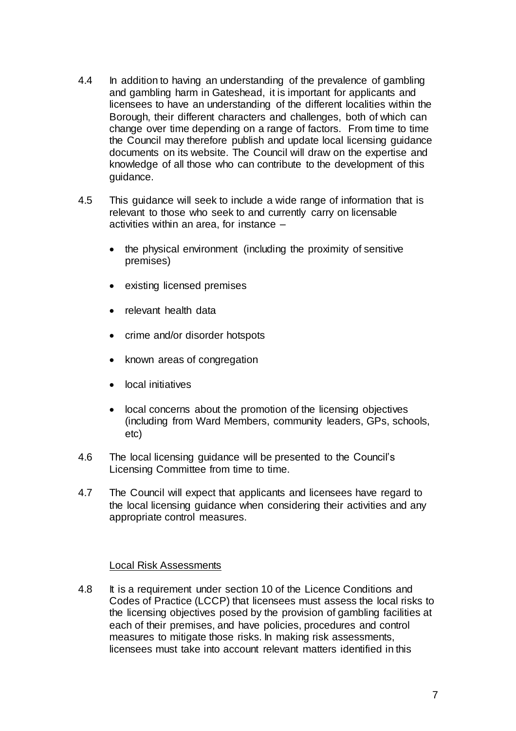4.4 In addition to having an understanding of the prevalence of gambling and gambling harm in Gateshead, it is important for applicants and licensees to have an understanding of the different localities within the Borough, their different characters and challenges, both of which can change over time depending on a range of factors. From time to time the Council may therefore publish and update local licensing guidance documents on its website. The Council will draw on the expertise and knowledge of all those who can contribute to the development of this guidance.

4.5 This guidance will seek to include a wide range of information that is relevant to those who seek to and currently carry on licensable activities within an area, for instance –

- the physical environment (including the proximity of sensitive premises)
- existing licensed premises
- relevant health data
- crime and/or disorder hotspots
- known areas of congregation
- local initiatives
- local concerns about the promotion of the licensing objectives (including from Ward Members, community leaders, GPs, schools, etc)

4.6 The local licensing guidance will be presented to the Council's Licensing Committee from time to time.

4.7 The Council will expect that applicants and licensees have regard to the local licensing guidance when considering their activities and any appropriate control measures.

Local Risk Assessments

4.8 It is a requirement under section 10 of the Licence Conditions and Codes of Practice (LCCP) that licensees must assess the local risks to the licensing objectives posed by the provision of gambling facilities at each of their premises, and have policies, procedures and control measures to mitigate those risks. In making risk assessments, licensees must take into account relevant matters identified in this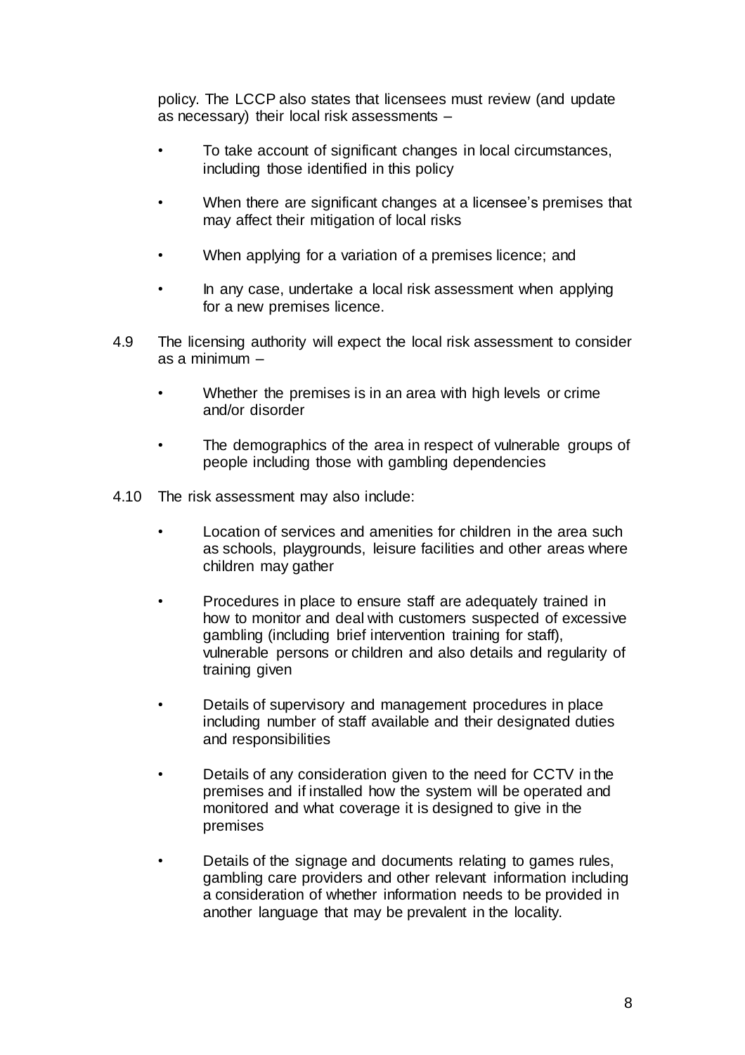policy. The LCCP also states that licensees must review (and update as necessary) their local risk assessments –

- To take account of significant changes in local circumstances, including those identified in this policy
- When there are significant changes at a licensee's premises that may affect their mitigation of local risks
- When applying for a variation of a premises licence; and
- In any case, undertake a local risk assessment when applying for a new premises licence.

4.9 The licensing authority will expect the local risk assessment to consider as a minimum –

- Whether the premises is in an area with high levels or crime and/or disorder
- The demographics of the area in respect of vulnerable groups of people including those with gambling dependencies

4.10 The risk assessment may also include:

- Location of services and amenities for children in the area such as schools, playgrounds, leisure facilities and other areas where children may gather
- Procedures in place to ensure staff are adequately trained in how to monitor and deal with customers suspected of excessive gambling (including brief intervention training for staff), vulnerable persons or children and also details and regularity of training given
- Details of supervisory and management procedures in place including number of staff available and their designated duties and responsibilities
- Details of any consideration given to the need for CCTV in the premises and if installed how the system will be operated and monitored and what coverage it is designed to give in the premises
- Details of the signage and documents relating to games rules, gambling care providers and other relevant information including a consideration of whether information needs to be provided in another language that may be prevalent in the locality.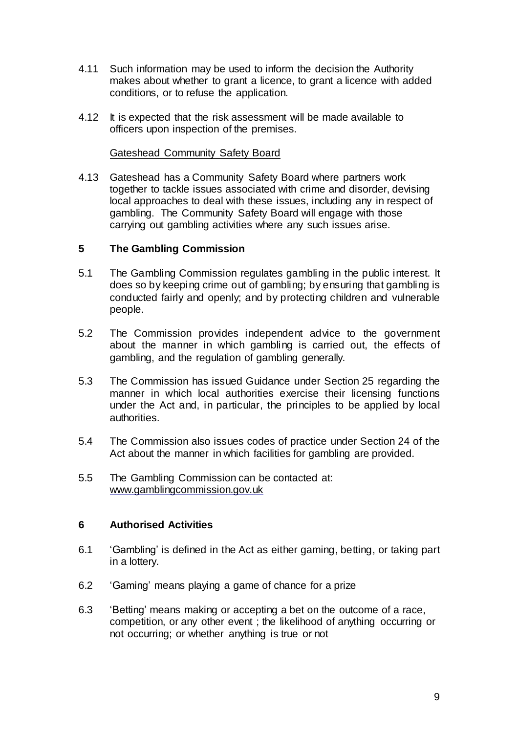4.11 Such information may be used to inform the decision the Authority makes about whether to grant a licence, to grant a licence with added conditions, or to refuse the application.

4.12 It is expected that the risk assessment will be made available to officers upon inspection of the premises.

Gateshead Community Safety Board

4.13 Gateshead has a Community Safety Board where partners work together to tackle issues associated with crime and disorder, devising local approaches to deal with these issues, including any in respect of gambling. The Community Safety Board will engage with those carrying out gambling activities where any such issues arise.

## 5 The Gambling Commission

5.1 The Gambling Commission regulates gambling in the public interest. It does so by keeping crime out of gambling; by ensuring that gambling is conducted fairly and openly; and by protecting children and vulnerable people.

5.2 The Commission provides independent advice to the government about the manner in which gambling is carried out, the effects of gambling, and the regulation of gambling generally.

5.3 The Commission has issued Guidance under Section 25 regarding the manner in which local authorities exercise their licensing functions under the Act and, in particular, the principles to be applied by local authorities.

5.4 The Commission also issues codes of practice under Section 24 of the Act about the manner in which facilities for gambling are provided.

5.5 The Gambling Commission can be contacted at: www.gamblingcommission.gov.uk

## 6 Authorised Activities

6.1 'Gambling' is defined in the Act as either gaming, betting, or taking part in a lottery.

6.2 'Gaming' means playing a game of chance for a prize

6.3 'Betting' means making or accepting a bet on the outcome of a race, competition, or any other event ; the likelihood of anything occurring or not occurring; or whether anything is true or not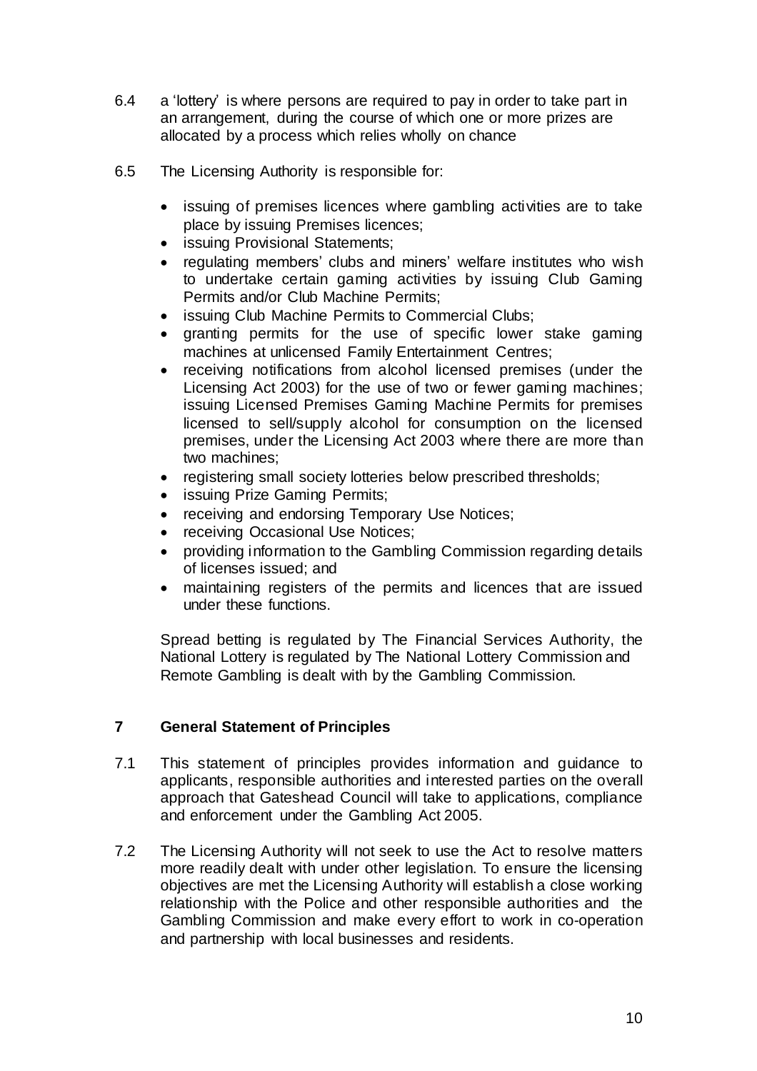6.4 a 'lottery' is where persons are required to pay in order to take part in an arrangement, during the course of which one or more prizes are allocated by a process which relies wholly on chance

6.5 The Licensing Authority is responsible for:

- issuing of premises licences where gambling activities are to take place by issuing Premises licences;
- issuing Provisional Statements;
- regulating members' clubs and miners' welfare institutes who wish to undertake certain gaming activities by issuing Club Gaming Permits and/or Club Machine Permits;
- issuing Club Machine Permits to Commercial Clubs;
- granting permits for the use of specific lower stake gaming machines at unlicensed Family Entertainment Centres;
- receiving notifications from alcohol licensed premises (under the Licensing Act 2003) for the use of two or fewer gaming machines; issuing Licensed Premises Gaming Machine Permits for premises licensed to sell/supply alcohol for consumption on the licensed premises, under the Licensing Act 2003 where there are more than two machines;
- registering small society lotteries below prescribed thresholds;
- issuing Prize Gaming Permits;
- receiving and endorsing Temporary Use Notices;
- receiving Occasional Use Notices;
- providing information to the Gambling Commission regarding details of licenses issued; and
- maintaining registers of the permits and licences that are issued under these functions.

Spread betting is regulated by The Financial Services Authority, the National Lottery is regulated by The National Lottery Commission and Remote Gambling is dealt with by the Gambling Commission.

## 7 General Statement of Principles

7.1 This statement of principles provides information and guidance to applicants, responsible authorities and interested parties on the overall approach that Gateshead Council will take to applications, compliance and enforcement under the Gambling Act 2005.

7.2 The Licensing Authority will not seek to use the Act to resolve matters more readily dealt with under other legislation. To ensure the licensing objectives are met the Licensing Authority will establish a close working relationship with the Police and other responsible authorities and the Gambling Commission and make every effort to work in co-operation and partnership with local businesses and residents.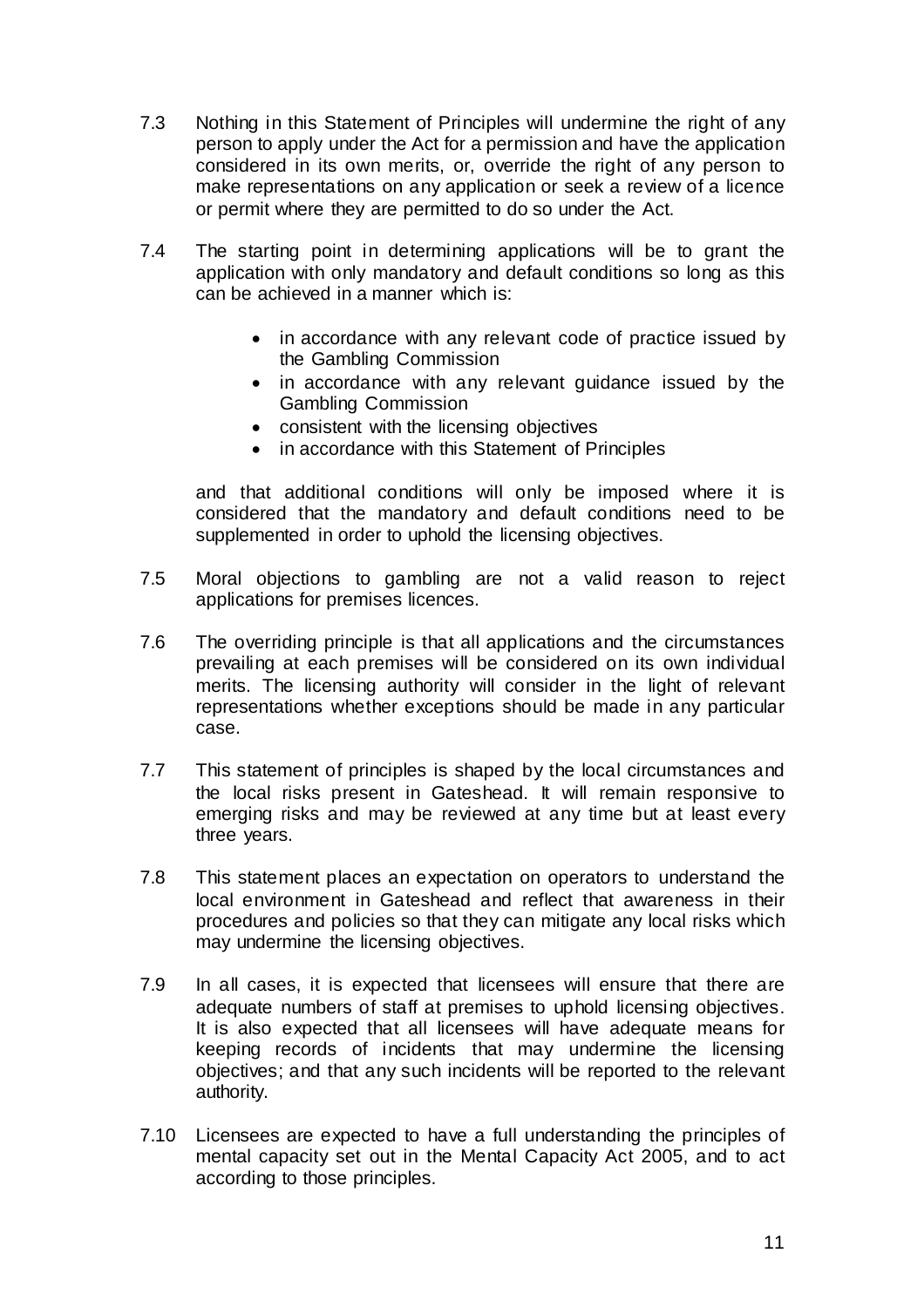7.3 Nothing in this Statement of Principles will undermine the right of any person to apply under the Act for a permission and have the application considered in its own merits, or, override the right of any person to make representations on any application or seek a review of a licence or permit where they are permitted to do so under the Act.

7.4 The starting point in determining applications will be to grant the application with only mandatory and default conditions so long as this can be achieved in a manner which is:

- in accordance with any relevant code of practice issued by the Gambling Commission
- in accordance with any relevant guidance issued by the Gambling Commission
- consistent with the licensing objectives
- in accordance with this Statement of Principles

and that additional conditions will only be imposed where it is considered that the mandatory and default conditions need to be supplemented in order to uphold the licensing objectives.

7.5 Moral objections to gambling are not a valid reason to reject applications for premises licences.

7.6 The overriding principle is that all applications and the circumstances prevailing at each premises will be considered on its own individual merits. The licensing authority will consider in the light of relevant representations whether exceptions should be made in any particular case.

7.7 This statement of principles is shaped by the local circumstances and the local risks present in Gateshead. It will remain responsive to emerging risks and may be reviewed at any time but at least every three years.

7.8 This statement places an expectation on operators to understand the local environment in Gateshead and reflect that awareness in their procedures and policies so that they can mitigate any local risks which may undermine the licensing objectives.

7.9 In all cases, it is expected that licensees will ensure that there are adequate numbers of staff at premises to uphold licensing objectives. It is also expected that all licensees will have adequate means for keeping records of incidents that may undermine the licensing objectives; and that any such incidents will be reported to the relevant authority.

7.10 Licensees are expected to have a full understanding the principles of mental capacity set out in the Mental Capacity Act 2005, and to act according to those principles.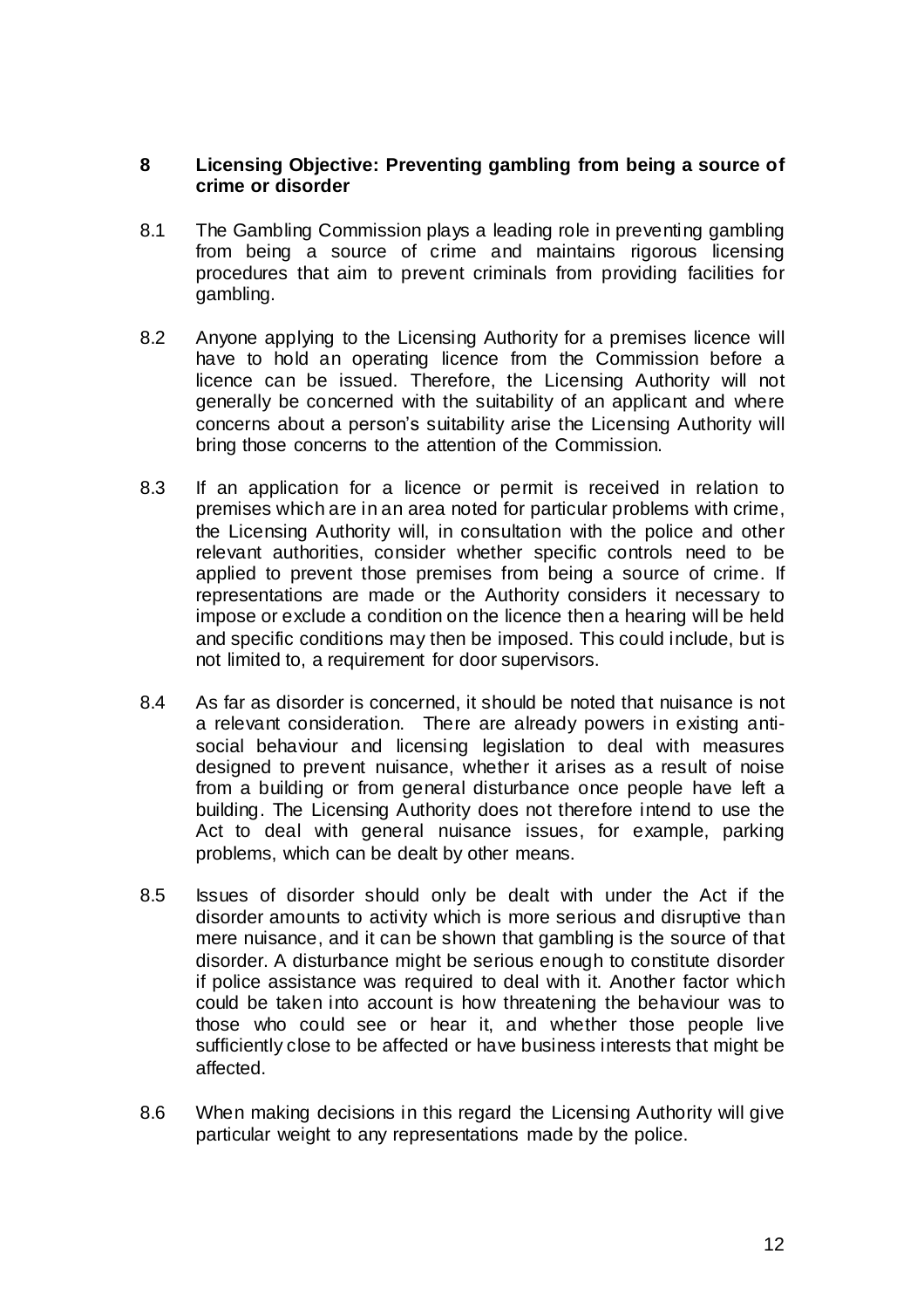## 8 Licensing Objective: Preventing gambling from being a source of crime or disorder

8.1 The Gambling Commission plays a leading role in preventing gambling from being a source of crime and maintains rigorous licensing procedures that aim to prevent criminals from providing facilities for gambling.

8.2 Anyone applying to the Licensing Authority for a premises licence will have to hold an operating licence from the Commission before a licence can be issued. Therefore, the Licensing Authority will not generally be concerned with the suitability of an applicant and where concerns about a person's suitability arise the Licensing Authority will bring those concerns to the attention of the Commission.

8.3 If an application for a licence or permit is received in relation to premises which are in an area noted for particular problems with crime, the Licensing Authority will, in consultation with the police and other relevant authorities, consider whether specific controls need to be applied to prevent those premises from being a source of crime. If representations are made or the Authority considers it necessary to impose or exclude a condition on the licence then a hearing will be held and specific conditions may then be imposed. This could include, but is not limited to, a requirement for door supervisors.

8.4 As far as disorder is concerned, it should be noted that nuisance is not a relevant consideration. There are already powers in existing anti-social behaviour and licensing legislation to deal with measures designed to prevent nuisance, whether it arises as a result of noise from a building or from general disturbance once people have left a building. The Licensing Authority does not therefore intend to use the Act to deal with general nuisance issues, for example, parking problems, which can be dealt by other means.

8.5 Issues of disorder should only be dealt with under the Act if the disorder amounts to activity which is more serious and disruptive than mere nuisance, and it can be shown that gambling is the source of that disorder. A disturbance might be serious enough to constitute disorder if police assistance was required to deal with it. Another factor which could be taken into account is how threatening the behaviour was to those who could see or hear it, and whether those people live sufficiently close to be affected or have business interests that might be affected.

8.6 When making decisions in this regard the Licensing Authority will give particular weight to any representations made by the police.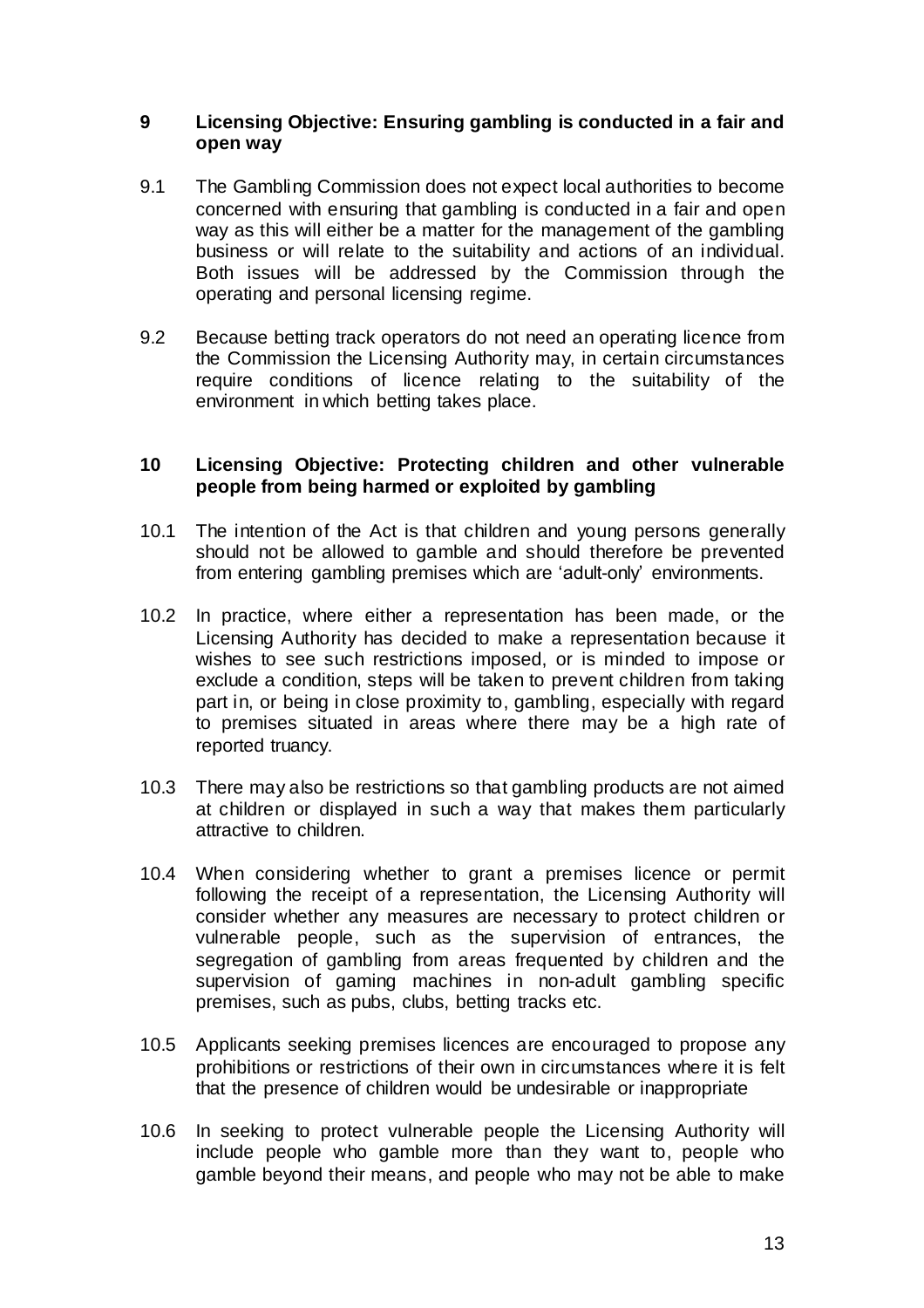## 9 Licensing Objective: Ensuring gambling is conducted in a fair and open way

9.1 The Gambling Commission does not expect local authorities to become concerned with ensuring that gambling is conducted in a fair and open way as this will either be a matter for the management of the gambling business or will relate to the suitability and actions of an individual. Both issues will be addressed by the Commission through the operating and personal licensing regime.

9.2 Because betting track operators do not need an operating licence from the Commission the Licensing Authority may, in certain circumstances require conditions of licence relating to the suitability of the environment in which betting takes place.

## 10 Licensing Objective: Protecting children and other vulnerable people from being harmed or exploited by gambling

10.1 The intention of the Act is that children and young persons generally should not be allowed to gamble and should therefore be prevented from entering gambling premises which are 'adult-only' environments.

10.2 In practice, where either a representation has been made, or the Licensing Authority has decided to make a representation because it wishes to see such restrictions imposed, or is minded to impose or exclude a condition, steps will be taken to prevent children from taking part in, or being in close proximity to, gambling, especially with regard to premises situated in areas where there may be a high rate of reported truancy.

10.3 There may also be restrictions so that gambling products are not aimed at children or displayed in such a way that makes them particularly attractive to children.

10.4 When considering whether to grant a premises licence or permit following the receipt of a representation, the Licensing Authority will consider whether any measures are necessary to protect children or vulnerable people, such as the supervision of entrances, the segregation of gambling from areas frequented by children and the supervision of gaming machines in non-adult gambling specific premises, such as pubs, clubs, betting tracks etc.

10.5 Applicants seeking premises licences are encouraged to propose any prohibitions or restrictions of their own in circumstances where it is felt that the presence of children would be undesirable or inappropriate

10.6 In seeking to protect vulnerable people the Licensing Authority will include people who gamble more than they want to, people who gamble beyond their means, and people who may not be able to make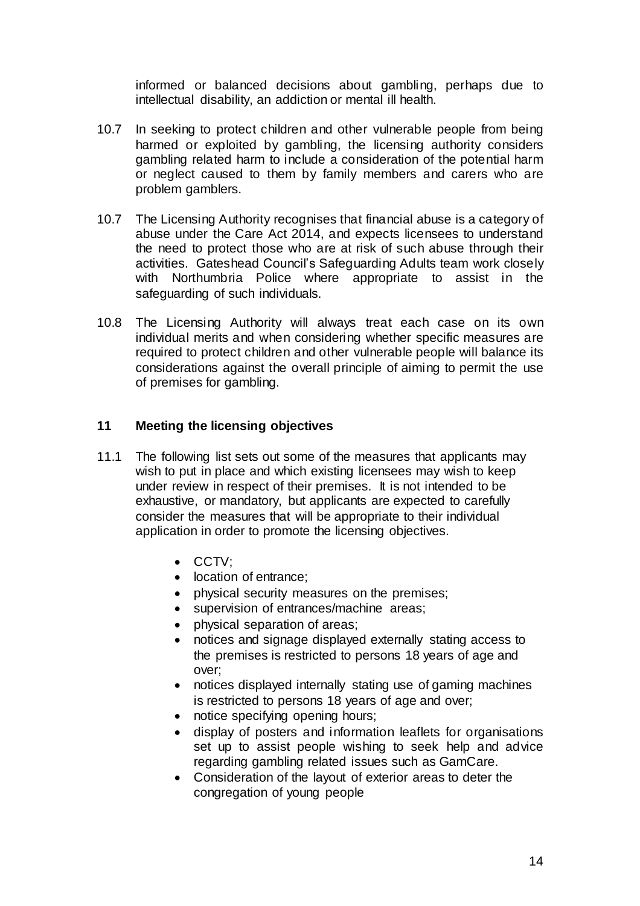informed or balanced decisions about gambling, perhaps due to intellectual disability, an addiction or mental ill health.

10.7 In seeking to protect children and other vulnerable people from being harmed or exploited by gambling, the licensing authority considers gambling related harm to include a consideration of the potential harm or neglect caused to them by family members and carers who are problem gamblers.

10.7 The Licensing Authority recognises that financial abuse is a category of abuse under the Care Act 2014, and expects licensees to understand the need to protect those who are at risk of such abuse through their activities. Gateshead Council's Safeguarding Adults team work closely with Northumbria Police where appropriate to assist in the safeguarding of such individuals.

10.8 The Licensing Authority will always treat each case on its own individual merits and when considering whether specific measures are required to protect children and other vulnerable people will balance its considerations against the overall principle of aiming to permit the use of premises for gambling.

## 11 Meeting the licensing objectives

11.1 The following list sets out some of the measures that applicants may wish to put in place and which existing licensees may wish to keep under review in respect of their premises. It is not intended to be exhaustive, or mandatory, but applicants are expected to carefully consider the measures that will be appropriate to their individual application in order to promote the licensing objectives.

- CCTV;
- location of entrance;
- physical security measures on the premises;
- supervision of entrances/machine areas;
- physical separation of areas;
- notices and signage displayed externally stating access to the premises is restricted to persons 18 years of age and over;
- notices displayed internally stating use of gaming machines is restricted to persons 18 years of age and over;
- notice specifying opening hours;
- display of posters and information leaflets for organisations set up to assist people wishing to seek help and advice regarding gambling related issues such as GamCare.
- Consideration of the layout of exterior areas to deter the congregation of young people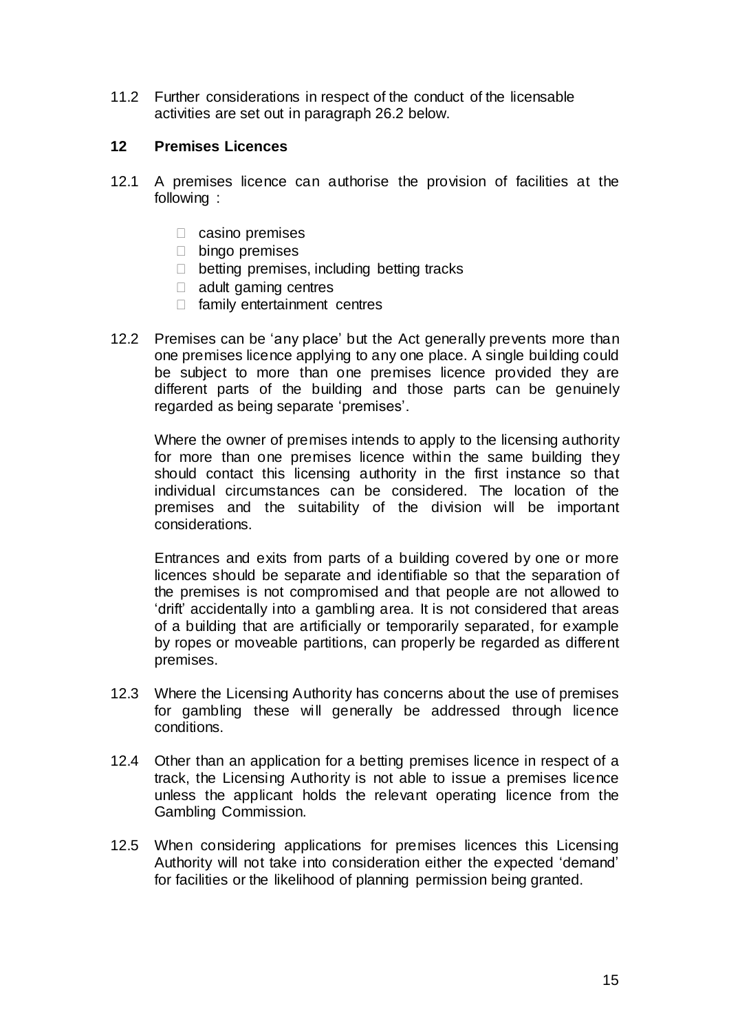11.2 Further considerations in respect of the conduct of the licensable activities are set out in paragraph 26.2 below.

## 12 Premises Licences

12.1 A premises licence can authorise the provision of facilities at the following :

- casino premises
- bingo premises
- betting premises, including betting tracks
- adult gaming centres
- family entertainment centres

12.2 Premises can be 'any place' but the Act generally prevents more than one premises licence applying to any one place. A single building could be subject to more than one premises licence provided they are different parts of the building and those parts can be genuinely regarded as being separate 'premises'.

Where the owner of premises intends to apply to the licensing authority for more than one premises licence within the same building they should contact this licensing authority in the first instance so that individual circumstances can be considered. The location of the premises and the suitability of the division will be important considerations.

Entrances and exits from parts of a building covered by one or more licences should be separate and identifiable so that the separation of the premises is not compromised and that people are not allowed to 'drift' accidentally into a gambling area. It is not considered that areas of a building that are artificially or temporarily separated, for example by ropes or moveable partitions, can properly be regarded as different premises.

12.3 Where the Licensing Authority has concerns about the use of premises for gambling these will generally be addressed through licence conditions.

12.4 Other than an application for a betting premises licence in respect of a track, the Licensing Authority is not able to issue a premises licence unless the applicant holds the relevant operating licence from the Gambling Commission.

12.5 When considering applications for premises licences this Licensing Authority will not take into consideration either the expected 'demand' for facilities or the likelihood of planning permission being granted.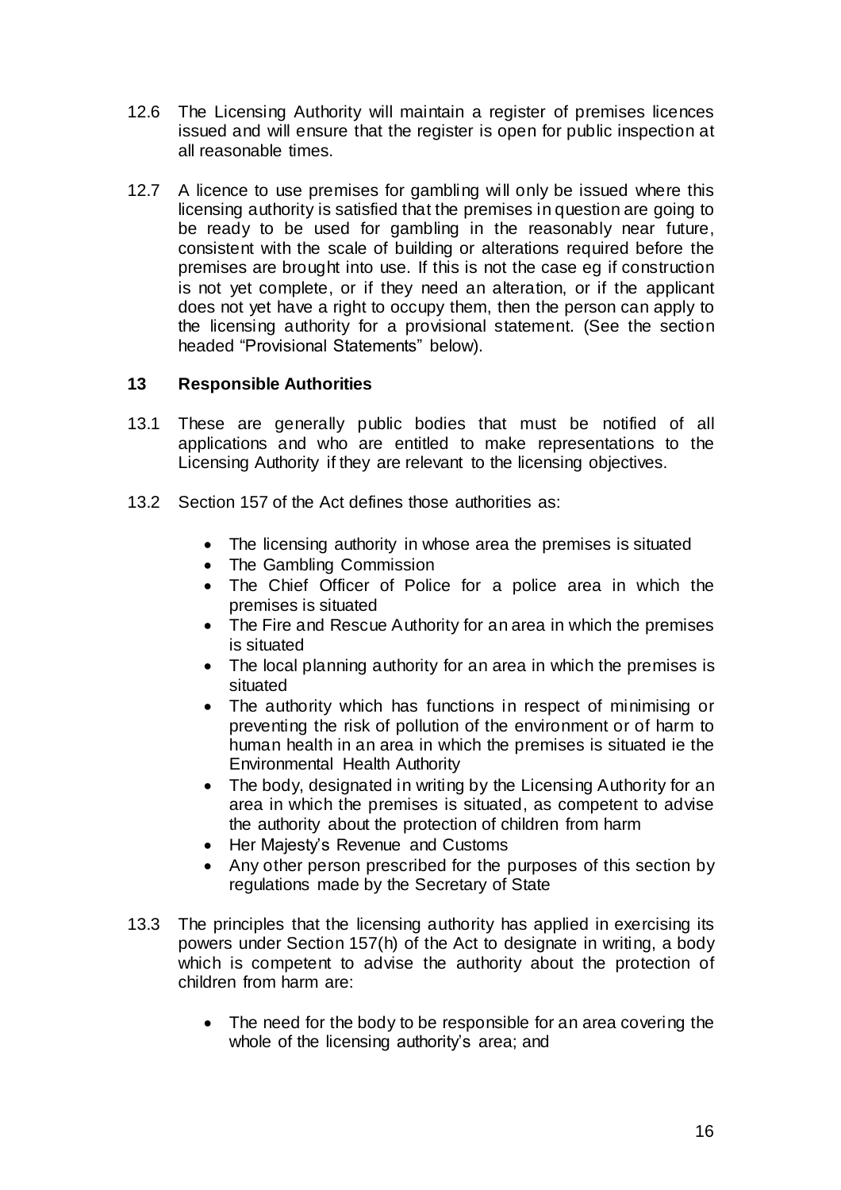12.6 The Licensing Authority will maintain a register of premises licences issued and will ensure that the register is open for public inspection at all reasonable times.

12.7 A licence to use premises for gambling will only be issued where this licensing authority is satisfied that the premises in question are going to be ready to be used for gambling in the reasonably near future, consistent with the scale of building or alterations required before the premises are brought into use. If this is not the case eg if construction is not yet complete, or if they need an alteration, or if the applicant does not yet have a right to occupy them, then the person can apply to the licensing authority for a provisional statement. (See the section headed "Provisional Statements" below).

## 13 Responsible Authorities

13.1 These are generally public bodies that must be notified of all applications and who are entitled to make representations to the Licensing Authority if they are relevant to the licensing objectives.

13.2 Section 157 of the Act defines those authorities as:

- The licensing authority in whose area the premises is situated
- The Gambling Commission
- The Chief Officer of Police for a police area in which the premises is situated
- The Fire and Rescue Authority for an area in which the premises is situated
- The local planning authority for an area in which the premises is situated
- The authority which has functions in respect of minimising or preventing the risk of pollution of the environment or of harm to human health in an area in which the premises is situated ie the Environmental Health Authority
- The body, designated in writing by the Licensing Authority for an area in which the premises is situated, as competent to advise the authority about the protection of children from harm
- Her Majesty's Revenue and Customs
- Any other person prescribed for the purposes of this section by regulations made by the Secretary of State

13.3 The principles that the licensing authority has applied in exercising its powers under Section 157(h) of the Act to designate in writing, a body which is competent to advise the authority about the protection of children from harm are:

- The need for the body to be responsible for an area covering the whole of the licensing authority's area; and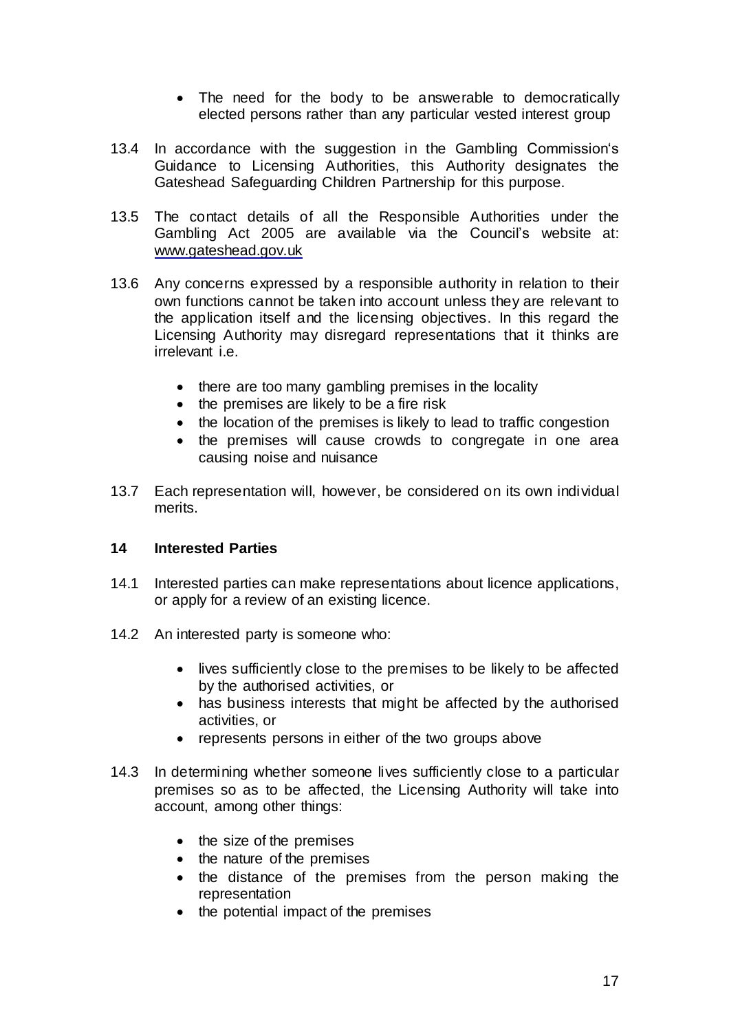- The need for the body to be answerable to democratically elected persons rather than any particular vested interest group

13.4 In accordance with the suggestion in the Gambling Commission's Guidance to Licensing Authorities, this Authority designates the Gateshead Safeguarding Children Partnership for this purpose.

13.5 The contact details of all the Responsible Authorities under the Gambling Act 2005 are available via the Council's website at: www.gateshead.gov.uk

13.6 Any concerns expressed by a responsible authority in relation to their own functions cannot be taken into account unless they are relevant to the application itself and the licensing objectives. In this regard the Licensing Authority may disregard representations that it thinks are irrelevant i.e.

- there are too many gambling premises in the locality
- the premises are likely to be a fire risk
- the location of the premises is likely to lead to traffic congestion
- the premises will cause crowds to congregate in one area causing noise and nuisance

13.7 Each representation will, however, be considered on its own individual merits.

## 14 Interested Parties

14.1 Interested parties can make representations about licence applications, or apply for a review of an existing licence.

14.2 An interested party is someone who:

- lives sufficiently close to the premises to be likely to be affected by the authorised activities, or
- has business interests that might be affected by the authorised activities, or
- represents persons in either of the two groups above

14.3 In determining whether someone lives sufficiently close to a particular premises so as to be affected, the Licensing Authority will take into account, among other things:

- the size of the premises
- the nature of the premises
- the distance of the premises from the person making the representation
- the potential impact of the premises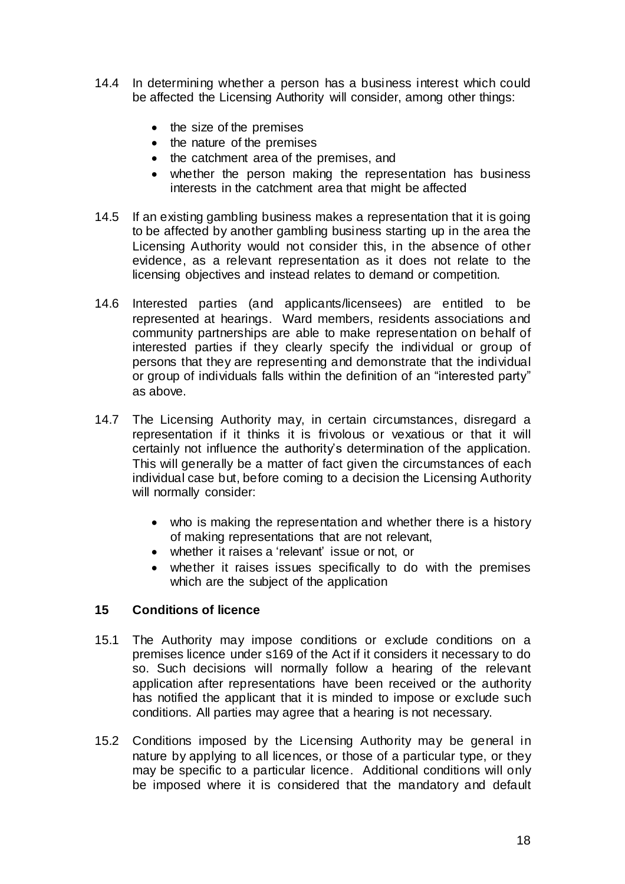14.4 In determining whether a person has a business interest which could be affected the Licensing Authority will consider, among other things:

- the size of the premises
- the nature of the premises
- the catchment area of the premises, and
- whether the person making the representation has business interests in the catchment area that might be affected

14.5 If an existing gambling business makes a representation that it is going to be affected by another gambling business starting up in the area the Licensing Authority would not consider this, in the absence of other evidence, as a relevant representation as it does not relate to the licensing objectives and instead relates to demand or competition.

14.6 Interested parties (and applicants/licensees) are entitled to be represented at hearings. Ward members, residents associations and community partnerships are able to make representation on behalf of interested parties if they clearly specify the individual or group of persons that they are representing and demonstrate that the individual or group of individuals falls within the definition of an "interested party" as above.

14.7 The Licensing Authority may, in certain circumstances, disregard a representation if it thinks it is frivolous or vexatious or that it will certainly not influence the authority's determination of the application. This will generally be a matter of fact given the circumstances of each individual case but, before coming to a decision the Licensing Authority will normally consider:

- who is making the representation and whether there is a history of making representations that are not relevant,
- whether it raises a 'relevant' issue or not, or
- whether it raises issues specifically to do with the premises which are the subject of the application

## 15 Conditions of licence

15.1 The Authority may impose conditions or exclude conditions on a premises licence under s169 of the Act if it considers it necessary to do so. Such decisions will normally follow a hearing of the relevant application after representations have been received or the authority has notified the applicant that it is minded to impose or exclude such conditions. All parties may agree that a hearing is not necessary.

15.2 Conditions imposed by the Licensing Authority may be general in nature by applying to all licences, or those of a particular type, or they may be specific to a particular licence. Additional conditions will only be imposed where it is considered that the mandatory and default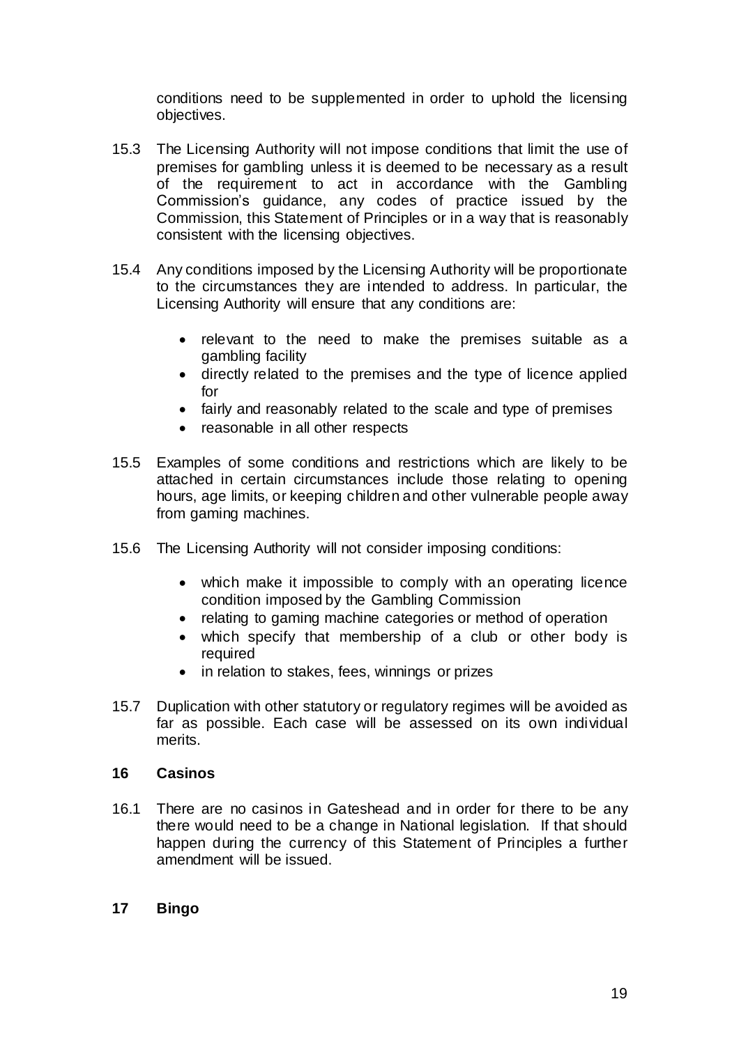conditions need to be supplemented in order to uphold the licensing objectives.

15.3 The Licensing Authority will not impose conditions that limit the use of premises for gambling unless it is deemed to be necessary as a result of the requirement to act in accordance with the Gambling Commission's guidance, any codes of practice issued by the Commission, this Statement of Principles or in a way that is reasonably consistent with the licensing objectives.

15.4 Any conditions imposed by the Licensing Authority will be proportionate to the circumstances they are intended to address. In particular, the Licensing Authority will ensure that any conditions are:

- relevant to the need to make the premises suitable as a gambling facility
- directly related to the premises and the type of licence applied for
- fairly and reasonably related to the scale and type of premises
- reasonable in all other respects

15.5 Examples of some conditions and restrictions which are likely to be attached in certain circumstances include those relating to opening hours, age limits, or keeping children and other vulnerable people away from gaming machines.

15.6 The Licensing Authority will not consider imposing conditions:

- which make it impossible to comply with an operating licence condition imposed by the Gambling Commission
- relating to gaming machine categories or method of operation
- which specify that membership of a club or other body is required
- in relation to stakes, fees, winnings or prizes

15.7 Duplication with other statutory or regulatory regimes will be avoided as far as possible. Each case will be assessed on its own individual merits.

## 16 Casinos

16.1 There are no casinos in Gateshead and in order for there to be any there would need to be a change in National legislation. If that should happen during the currency of this Statement of Principles a further amendment will be issued.

## 17 Bingo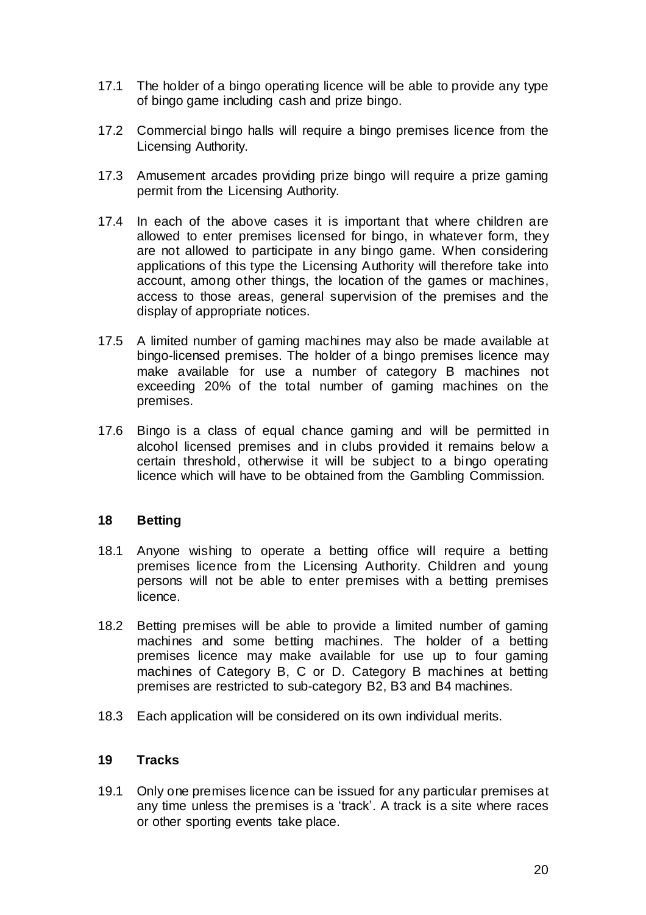17.1 The holder of a bingo operating licence will be able to provide any type of bingo game including cash and prize bingo.

17.2 Commercial bingo halls will require a bingo premises licence from the Licensing Authority.

17.3 Amusement arcades providing prize bingo will require a prize gaming permit from the Licensing Authority.

17.4 In each of the above cases it is important that where children are allowed to enter premises licensed for bingo, in whatever form, they are not allowed to participate in any bingo game. When considering applications of this type the Licensing Authority will therefore take into account, among other things, the location of the games or machines, access to those areas, general supervision of the premises and the display of appropriate notices.

17.5 A limited number of gaming machines may also be made available at bingo-licensed premises. The holder of a bingo premises licence may make available for use a number of category B machines not exceeding 20% of the total number of gaming machines on the premises.

17.6 Bingo is a class of equal chance gaming and will be permitted in alcohol licensed premises and in clubs provided it remains below a certain threshold, otherwise it will be subject to a bingo operating licence which will have to be obtained from the Gambling Commission.

## 18 Betting

18.1 Anyone wishing to operate a betting office will require a betting premises licence from the Licensing Authority. Children and young persons will not be able to enter premises with a betting premises licence.

18.2 Betting premises will be able to provide a limited number of gaming machines and some betting machines. The holder of a betting premises licence may make available for use up to four gaming machines of Category B, C or D. Category B machines at betting premises are restricted to sub-category B2, B3 and B4 machines.

18.3 Each application will be considered on its own individual merits.

## 19 Tracks

19.1 Only one premises licence can be issued for any particular premises at any time unless the premises is a 'track'. A track is a site where races or other sporting events take place.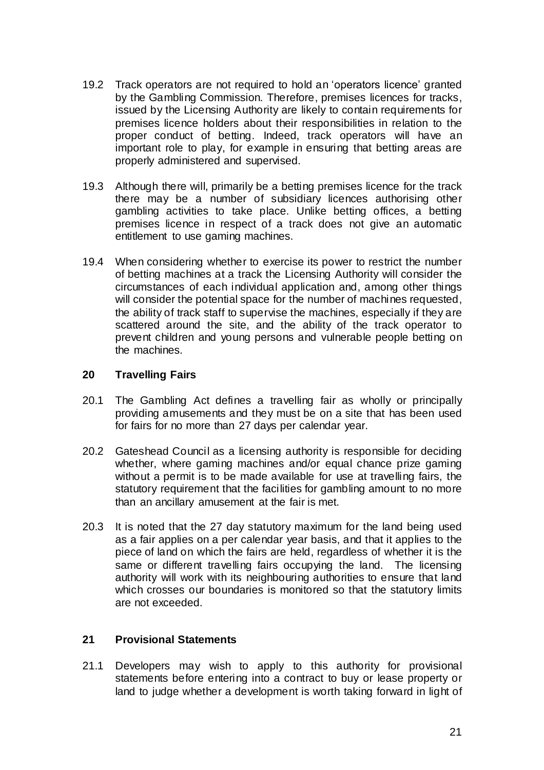19.2 Track operators are not required to hold an 'operators licence' granted by the Gambling Commission. Therefore, premises licences for tracks, issued by the Licensing Authority are likely to contain requirements for premises licence holders about their responsibilities in relation to the proper conduct of betting. Indeed, track operators will have an important role to play, for example in ensuring that betting areas are properly administered and supervised.

19.3 Although there will, primarily be a betting premises licence for the track there may be a number of subsidiary licences authorising other gambling activities to take place. Unlike betting offices, a betting premises licence in respect of a track does not give an automatic entitlement to use gaming machines.

19.4 When considering whether to exercise its power to restrict the number of betting machines at a track the Licensing Authority will consider the circumstances of each individual application and, among other things will consider the potential space for the number of machines requested, the ability of track staff to supervise the machines, especially if they are scattered around the site, and the ability of the track operator to prevent children and young persons and vulnerable people betting on the machines.

## 20 Travelling Fairs

20.1 The Gambling Act defines a travelling fair as wholly or principally providing amusements and they must be on a site that has been used for fairs for no more than 27 days per calendar year.

20.2 Gateshead Council as a licensing authority is responsible for deciding whether, where gaming machines and/or equal chance prize gaming without a permit is to be made available for use at travelling fairs, the statutory requirement that the facilities for gambling amount to no more than an ancillary amusement at the fair is met.

20.3 It is noted that the 27 day statutory maximum for the land being used as a fair applies on a per calendar year basis, and that it applies to the piece of land on which the fairs are held, regardless of whether it is the same or different travelling fairs occupying the land. The licensing authority will work with its neighbouring authorities to ensure that land which crosses our boundaries is monitored so that the statutory limits are not exceeded.

## 21 Provisional Statements

21.1 Developers may wish to apply to this authority for provisional statements before entering into a contract to buy or lease property or land to judge whether a development is worth taking forward in light of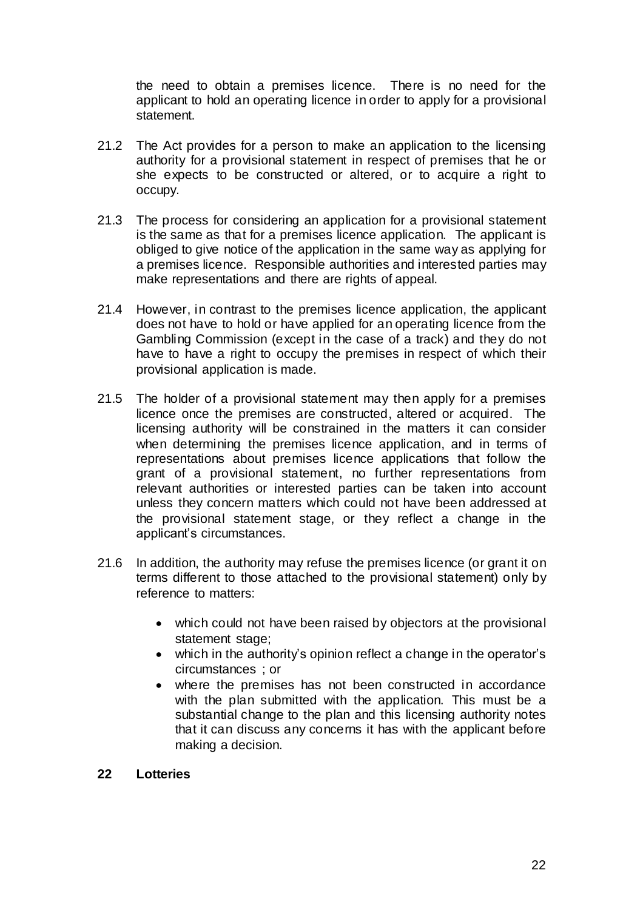the need to obtain a premises licence. There is no need for the applicant to hold an operating licence in order to apply for a provisional statement.

21.2 The Act provides for a person to make an application to the licensing authority for a provisional statement in respect of premises that he or she expects to be constructed or altered, or to acquire a right to occupy.

21.3 The process for considering an application for a provisional statement is the same as that for a premises licence application. The applicant is obliged to give notice of the application in the same way as applying for a premises licence. Responsible authorities and interested parties may make representations and there are rights of appeal.

21.4 However, in contrast to the premises licence application, the applicant does not have to hold or have applied for an operating licence from the Gambling Commission (except in the case of a track) and they do not have to have a right to occupy the premises in respect of which their provisional application is made.

21.5 The holder of a provisional statement may then apply for a premises licence once the premises are constructed, altered or acquired. The licensing authority will be constrained in the matters it can consider when determining the premises licence application, and in terms of representations about premises licence applications that follow the grant of a provisional statement, no further representations from relevant authorities or interested parties can be taken into account unless they concern matters which could not have been addressed at the provisional statement stage, or they reflect a change in the applicant's circumstances.

21.6 In addition, the authority may refuse the premises licence (or grant it on terms different to those attached to the provisional statement) only by reference to matters:

- which could not have been raised by objectors at the provisional statement stage;
- which in the authority's opinion reflect a change in the operator's circumstances ; or
- where the premises has not been constructed in accordance with the plan submitted with the application. This must be a substantial change to the plan and this licensing authority notes that it can discuss any concerns it has with the applicant before making a decision.

## 22 Lotteries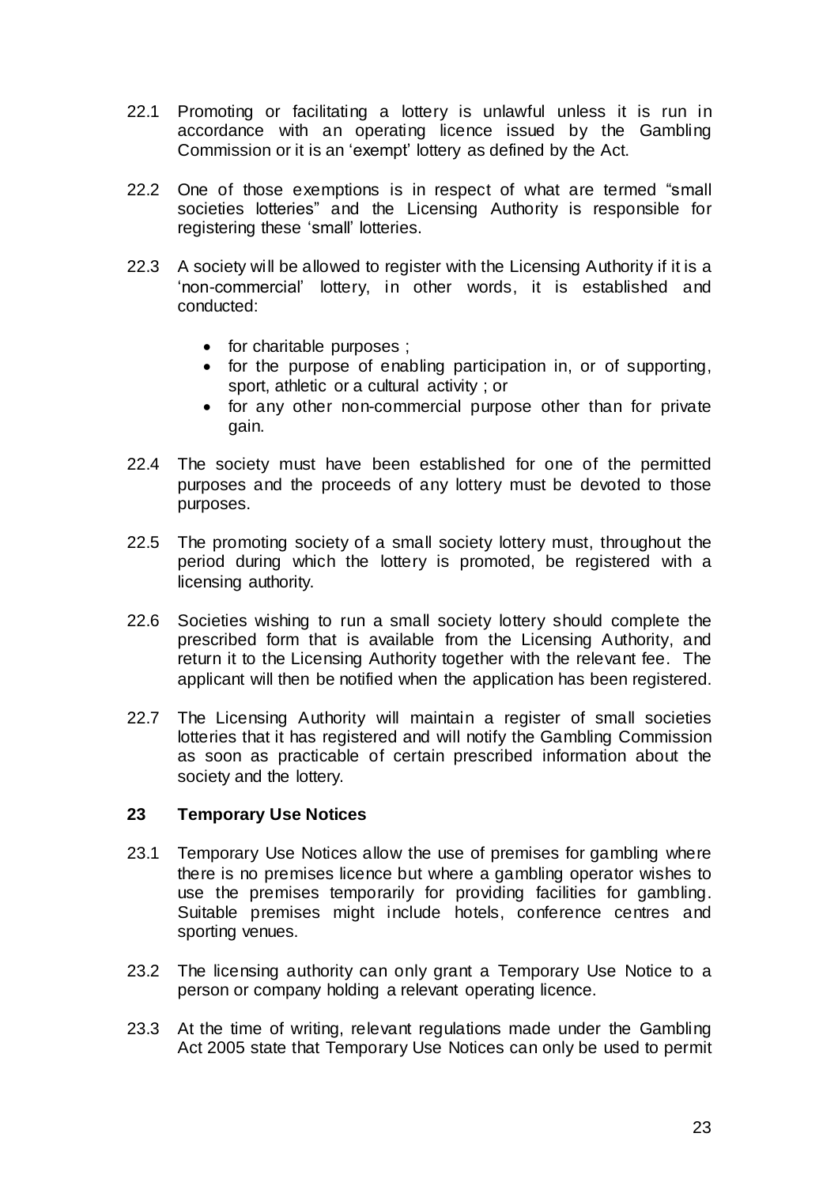22.1 Promoting or facilitating a lottery is unlawful unless it is run in accordance with an operating licence issued by the Gambling Commission or it is an 'exempt' lottery as defined by the Act.

22.2 One of those exemptions is in respect of what are termed "small societies lotteries" and the Licensing Authority is responsible for registering these 'small' lotteries.

22.3 A society will be allowed to register with the Licensing Authority if it is a 'non-commercial' lottery, in other words, it is established and conducted:

- for charitable purposes ;
- for the purpose of enabling participation in, or of supporting, sport, athletic or a cultural activity ; or
- for any other non-commercial purpose other than for private gain.

22.4 The society must have been established for one of the permitted purposes and the proceeds of any lottery must be devoted to those purposes.

22.5 The promoting society of a small society lottery must, throughout the period during which the lottery is promoted, be registered with a licensing authority.

22.6 Societies wishing to run a small society lottery should complete the prescribed form that is available from the Licensing Authority, and return it to the Licensing Authority together with the relevant fee. The applicant will then be notified when the application has been registered.

22.7 The Licensing Authority will maintain a register of small societies lotteries that it has registered and will notify the Gambling Commission as soon as practicable of certain prescribed information about the society and the lottery.

## 23 Temporary Use Notices

23.1 Temporary Use Notices allow the use of premises for gambling where there is no premises licence but where a gambling operator wishes to use the premises temporarily for providing facilities for gambling. Suitable premises might include hotels, conference centres and sporting venues.

23.2 The licensing authority can only grant a Temporary Use Notice to a person or company holding a relevant operating licence.

23.3 At the time of writing, relevant regulations made under the Gambling Act 2005 state that Temporary Use Notices can only be used to permit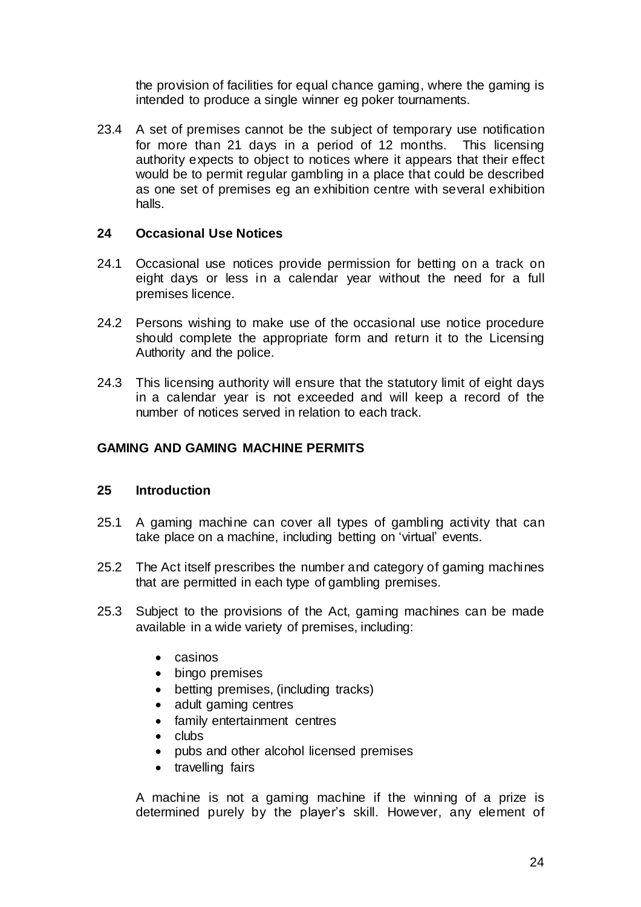the provision of facilities for equal chance gaming, where the gaming is intended to produce a single winner eg poker tournaments.

23.4 A set of premises cannot be the subject of temporary use notification for more than 21 days in a period of 12 months. This licensing authority expects to object to notices where it appears that their effect would be to permit regular gambling in a place that could be described as one set of premises eg an exhibition centre with several exhibition halls.

### 24 Occasional Use Notices

24.1 Occasional use notices provide permission for betting on a track on eight days or less in a calendar year without the need for a full premises licence.

24.2 Persons wishing to make use of the occasional use notice procedure should complete the appropriate form and return it to the Licensing Authority and the police.

24.3 This licensing authority will ensure that the statutory limit of eight days in a calendar year is not exceeded and will keep a record of the number of notices served in relation to each track.

## GAMING AND GAMING MACHINE PERMITS

### 25 Introduction

25.1 A gaming machine can cover all types of gambling activity that can take place on a machine, including betting on 'virtual' events.

25.2 The Act itself prescribes the number and category of gaming machines that are permitted in each type of gambling premises.

25.3 Subject to the provisions of the Act, gaming machines can be made available in a wide variety of premises, including:

- casinos
- bingo premises
- betting premises, (including tracks)
- adult gaming centres
- family entertainment centres
- clubs
- pubs and other alcohol licensed premises
- travelling fairs

A machine is not a gaming machine if the winning of a prize is determined purely by the player's skill. However, any element of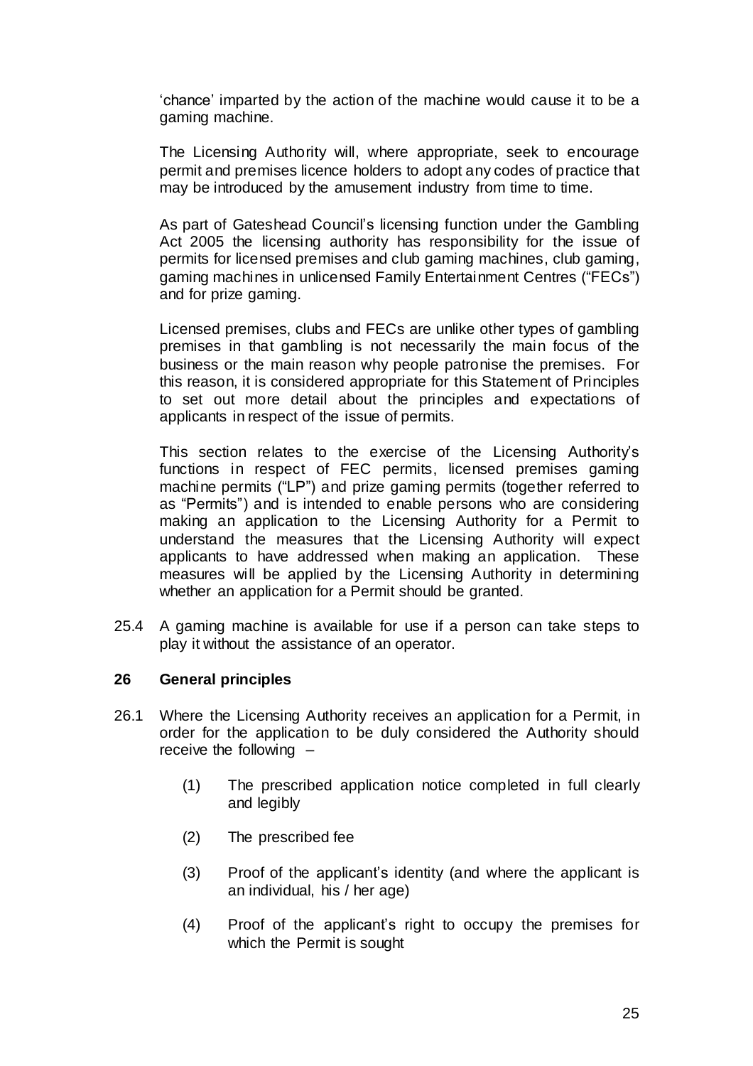'chance' imparted by the action of the machine would cause it to be a gaming machine.

The Licensing Authority will, where appropriate, seek to encourage permit and premises licence holders to adopt any codes of practice that may be introduced by the amusement industry from time to time.

As part of Gateshead Council's licensing function under the Gambling Act 2005 the licensing authority has responsibility for the issue of permits for licensed premises and club gaming machines, club gaming, gaming machines in unlicensed Family Entertainment Centres ("FECs") and for prize gaming.

Licensed premises, clubs and FECs are unlike other types of gambling premises in that gambling is not necessarily the main focus of the business or the main reason why people patronise the premises. For this reason, it is considered appropriate for this Statement of Principles to set out more detail about the principles and expectations of applicants in respect of the issue of permits.

This section relates to the exercise of the Licensing Authority's functions in respect of FEC permits, licensed premises gaming machine permits ("LP") and prize gaming permits (together referred to as "Permits") and is intended to enable persons who are considering making an application to the Licensing Authority for a Permit to understand the measures that the Licensing Authority will expect applicants to have addressed when making an application. These measures will be applied by the Licensing Authority in determining whether an application for a Permit should be granted.

25.4 A gaming machine is available for use if a person can take steps to play it without the assistance of an operator.

## 26 General principles

26.1 Where the Licensing Authority receives an application for a Permit, in order for the application to be duly considered the Authority should receive the following –

(1) The prescribed application notice completed in full clearly and legibly

(2) The prescribed fee

(3) Proof of the applicant's identity (and where the applicant is an individual, his / her age)

(4) Proof of the applicant's right to occupy the premises for which the Permit is sought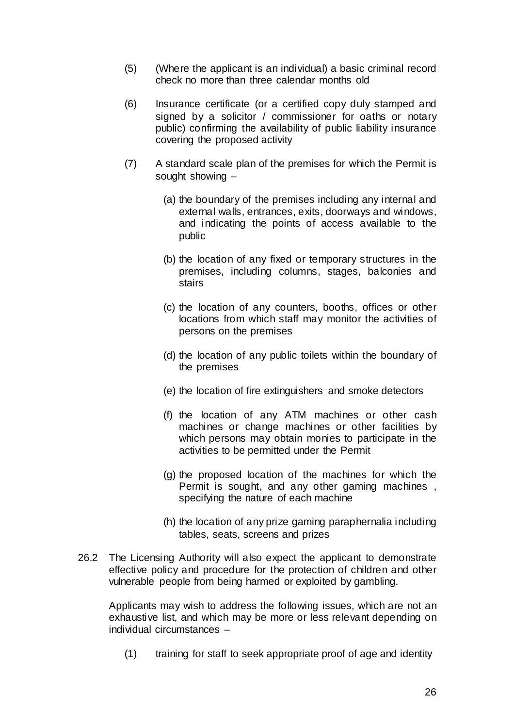(5) (Where the applicant is an individual) a basic criminal record check no more than three calendar months old

(6) Insurance certificate (or a certified copy duly stamped and signed by a solicitor / commissioner for oaths or notary public) confirming the availability of public liability insurance covering the proposed activity

(7) A standard scale plan of the premises for which the Permit is sought showing –

   (a) the boundary of the premises including any internal and external walls, entrances, exits, doorways and windows, and indicating the points of access available to the public

   (b) the location of any fixed or temporary structures in the premises, including columns, stages, balconies and stairs

   (c) the location of any counters, booths, offices or other locations from which staff may monitor the activities of persons on the premises

   (d) the location of any public toilets within the boundary of the premises

   (e) the location of fire extinguishers and smoke detectors

   (f) the location of any ATM machines or other cash machines or change machines or other facilities by which persons may obtain monies to participate in the activities to be permitted under the Permit

   (g) the proposed location of the machines for which the Permit is sought, and any other gaming machines , specifying the nature of each machine

   (h) the location of any prize gaming paraphernalia including tables, seats, screens and prizes

26.2 The Licensing Authority will also expect the applicant to demonstrate effective policy and procedure for the protection of children and other vulnerable people from being harmed or exploited by gambling.

Applicants may wish to address the following issues, which are not an exhaustive list, and which may be more or less relevant depending on individual circumstances –

(1) training for staff to seek appropriate proof of age and identity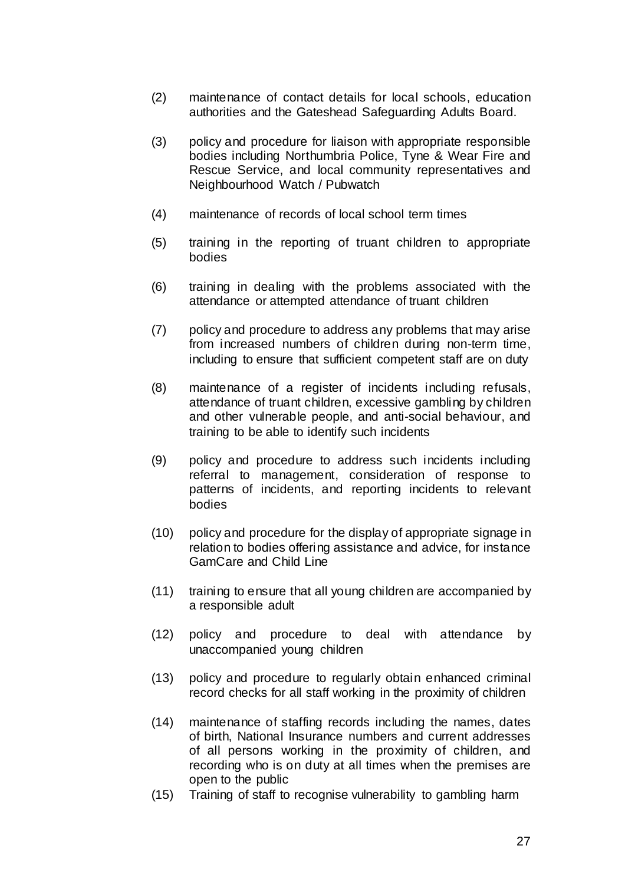(2) maintenance of contact details for local schools, education authorities and the Gateshead Safeguarding Adults Board.

(3) policy and procedure for liaison with appropriate responsible bodies including Northumbria Police, Tyne & Wear Fire and Rescue Service, and local community representatives and Neighbourhood Watch / Pubwatch

(4) maintenance of records of local school term times

(5) training in the reporting of truant children to appropriate bodies

(6) training in dealing with the problems associated with the attendance or attempted attendance of truant children

(7) policy and procedure to address any problems that may arise from increased numbers of children during non-term time, including to ensure that sufficient competent staff are on duty

(8) maintenance of a register of incidents including refusals, attendance of truant children, excessive gambling by children and other vulnerable people, and anti-social behaviour, and training to be able to identify such incidents

(9) policy and procedure to address such incidents including referral to management, consideration of response to patterns of incidents, and reporting incidents to relevant bodies

(10) policy and procedure for the display of appropriate signage in relation to bodies offering assistance and advice, for instance GamCare and Child Line

(11) training to ensure that all young children are accompanied by a responsible adult

(12) policy and procedure to deal with attendance by unaccompanied young children

(13) policy and procedure to regularly obtain enhanced criminal record checks for all staff working in the proximity of children

(14) maintenance of staffing records including the names, dates of birth, National Insurance numbers and current addresses of all persons working in the proximity of children, and recording who is on duty at all times when the premises are open to the public

(15) Training of staff to recognise vulnerability to gambling harm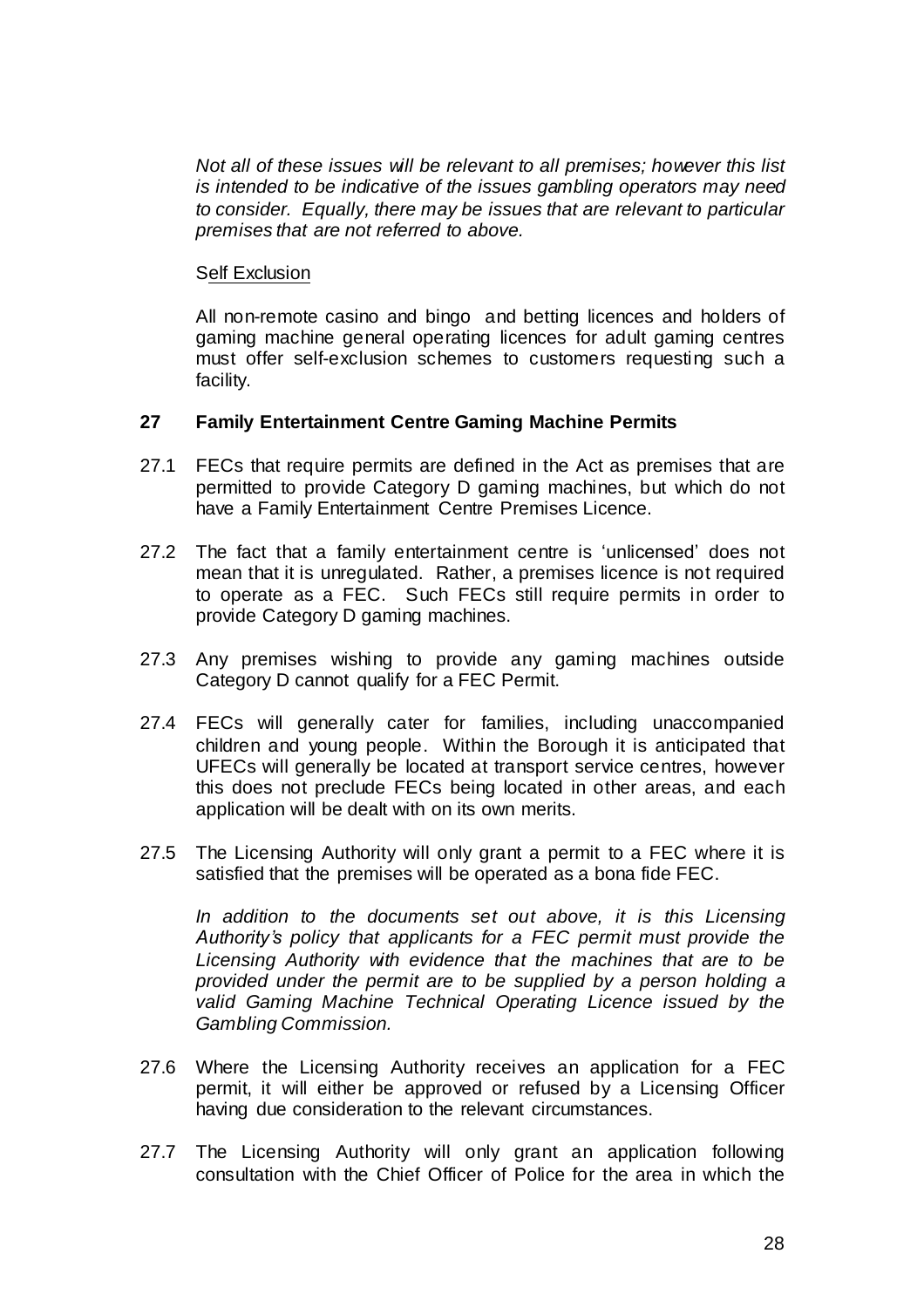*Not all of these issues will be relevant to all premises; however this list is intended to be indicative of the issues gambling operators may need to consider. Equally, there may be issues that are relevant to particular premises that are not referred to above.*

Self Exclusion

All non-remote casino and bingo and betting licences and holders of gaming machine general operating licences for adult gaming centres must offer self-exclusion schemes to customers requesting such a facility.

## 27 Family Entertainment Centre Gaming Machine Permits

27.1 FECs that require permits are defined in the Act as premises that are permitted to provide Category D gaming machines, but which do not have a Family Entertainment Centre Premises Licence.

27.2 The fact that a family entertainment centre is 'unlicensed' does not mean that it is unregulated. Rather, a premises licence is not required to operate as a FEC. Such FECs still require permits in order to provide Category D gaming machines.

27.3 Any premises wishing to provide any gaming machines outside Category D cannot qualify for a FEC Permit.

27.4 FECs will generally cater for families, including unaccompanied children and young people. Within the Borough it is anticipated that UFECs will generally be located at transport service centres, however this does not preclude FECs being located in other areas, and each application will be dealt with on its own merits.

27.5 The Licensing Authority will only grant a permit to a FEC where it is satisfied that the premises will be operated as a bona fide FEC.

*In addition to the documents set out above, it is this Licensing Authority's policy that applicants for a FEC permit must provide the Licensing Authority with evidence that the machines that are to be provided under the permit are to be supplied by a person holding a valid Gaming Machine Technical Operating Licence issued by the Gambling Commission.*

27.6 Where the Licensing Authority receives an application for a FEC permit, it will either be approved or refused by a Licensing Officer having due consideration to the relevant circumstances.

27.7 The Licensing Authority will only grant an application following consultation with the Chief Officer of Police for the area in which the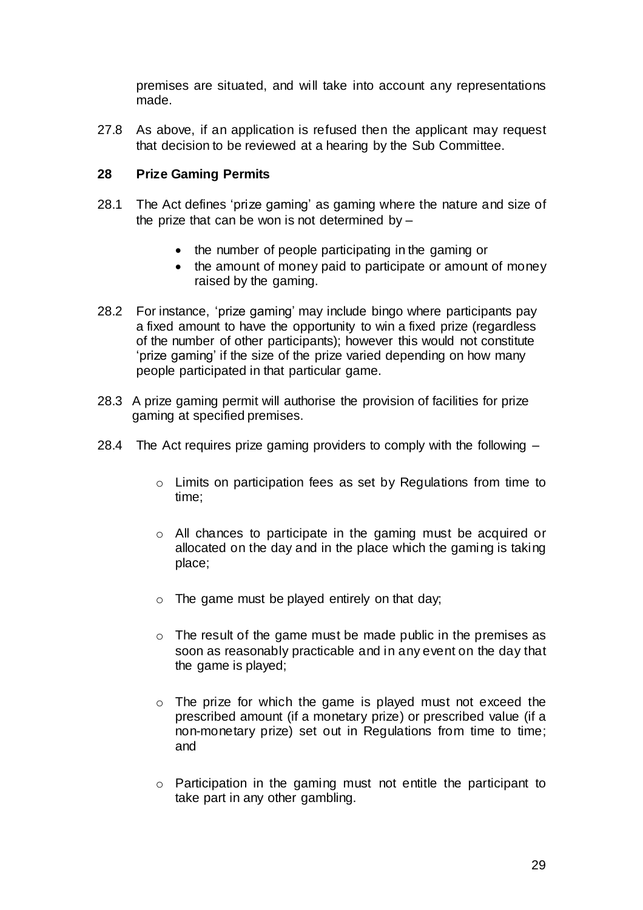premises are situated, and will take into account any representations made.

27.8 As above, if an application is refused then the applicant may request that decision to be reviewed at a hearing by the Sub Committee.

## 28 Prize Gaming Permits

28.1 The Act defines 'prize gaming' as gaming where the nature and size of the prize that can be won is not determined by –

- the number of people participating in the gaming or
- the amount of money paid to participate or amount of money raised by the gaming.

28.2 For instance, 'prize gaming' may include bingo where participants pay a fixed amount to have the opportunity to win a fixed prize (regardless of the number of other participants); however this would not constitute 'prize gaming' if the size of the prize varied depending on how many people participated in that particular game.

28.3 A prize gaming permit will authorise the provision of facilities for prize gaming at specified premises.

28.4 The Act requires prize gaming providers to comply with the following –

- Limits on participation fees as set by Regulations from time to time;
- All chances to participate in the gaming must be acquired or allocated on the day and in the place which the gaming is taking place;
- The game must be played entirely on that day;
- The result of the game must be made public in the premises as soon as reasonably practicable and in any event on the day that the game is played;
- The prize for which the game is played must not exceed the prescribed amount (if a monetary prize) or prescribed value (if a non-monetary prize) set out in Regulations from time to time; and
- Participation in the gaming must not entitle the participant to take part in any other gambling.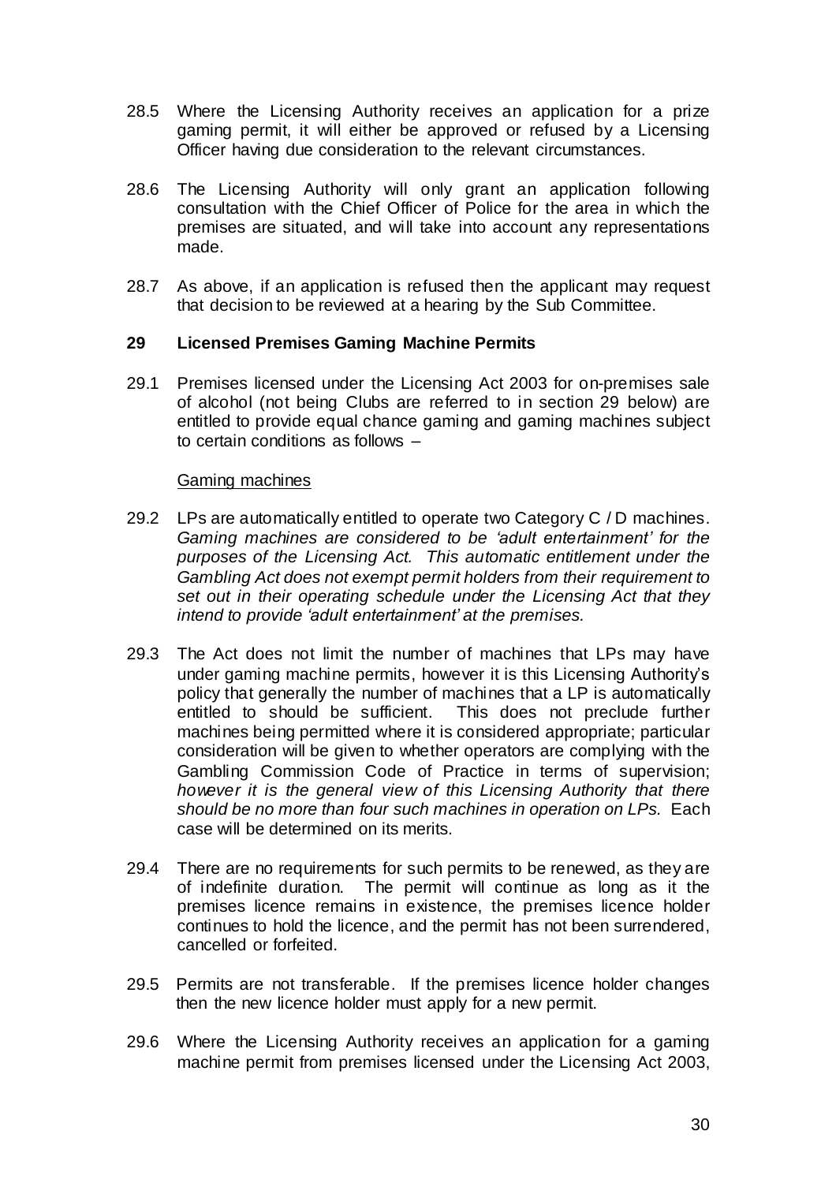28.5 Where the Licensing Authority receives an application for a prize gaming permit, it will either be approved or refused by a Licensing Officer having due consideration to the relevant circumstances.

28.6 The Licensing Authority will only grant an application following consultation with the Chief Officer of Police for the area in which the premises are situated, and will take into account any representations made.

28.7 As above, if an application is refused then the applicant may request that decision to be reviewed at a hearing by the Sub Committee.

## 29 Licensed Premises Gaming Machine Permits

29.1 Premises licensed under the Licensing Act 2003 for on-premises sale of alcohol (not being Clubs are referred to in section 29 below) are entitled to provide equal chance gaming and gaming machines subject to certain conditions as follows –

<u>Gaming machines</u>

29.2 LPs are automatically entitled to operate two Category C / D machines. *Gaming machines are considered to be 'adult entertainment' for the purposes of the Licensing Act. This automatic entitlement under the Gambling Act does not exempt permit holders from their requirement to set out in their operating schedule under the Licensing Act that they intend to provide 'adult entertainment' at the premises.*

29.3 The Act does not limit the number of machines that LPs may have under gaming machine permits, however it is this Licensing Authority's policy that generally the number of machines that a LP is automatically entitled to should be sufficient. This does not preclude further machines being permitted where it is considered appropriate; particular consideration will be given to whether operators are complying with the Gambling Commission Code of Practice in terms of supervision; *however it is the general view of this Licensing Authority that there should be no more than four such machines in operation on LPs.* Each case will be determined on its merits.

29.4 There are no requirements for such permits to be renewed, as they are of indefinite duration. The permit will continue as long as it the premises licence remains in existence, the premises licence holder continues to hold the licence, and the permit has not been surrendered, cancelled or forfeited.

29.5 Permits are not transferable. If the premises licence holder changes then the new licence holder must apply for a new permit.

29.6 Where the Licensing Authority receives an application for a gaming machine permit from premises licensed under the Licensing Act 2003,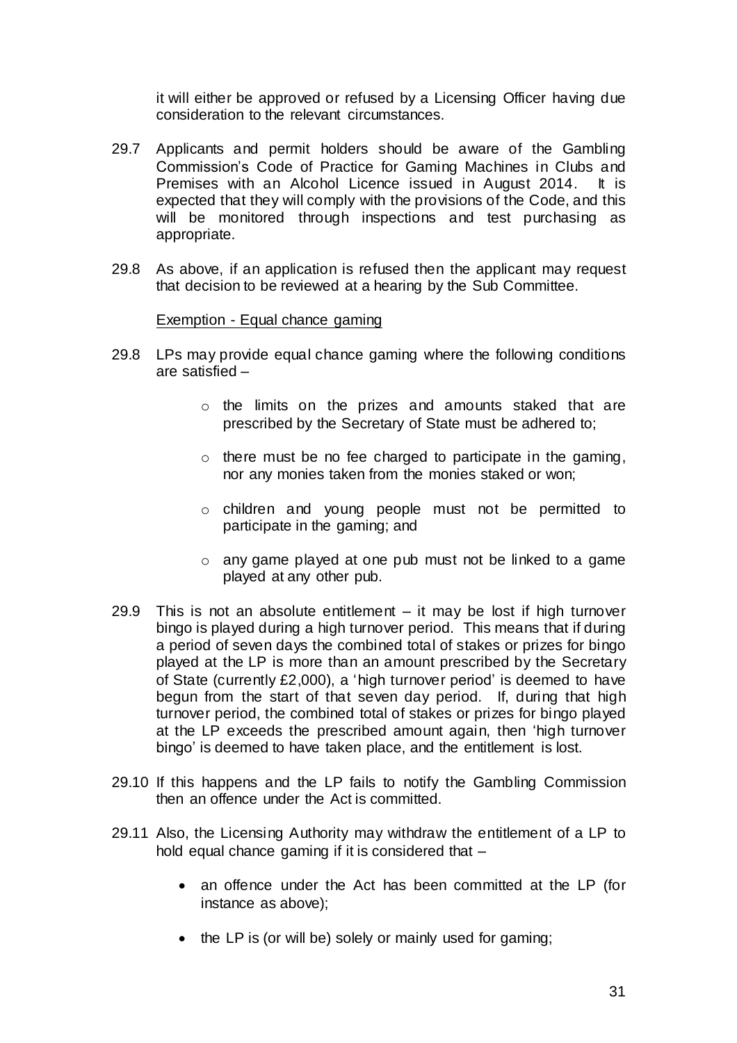it will either be approved or refused by a Licensing Officer having due consideration to the relevant circumstances.

29.7 Applicants and permit holders should be aware of the Gambling Commission's Code of Practice for Gaming Machines in Clubs and Premises with an Alcohol Licence issued in August 2014. It is expected that they will comply with the provisions of the Code, and this will be monitored through inspections and test purchasing as appropriate.

29.8 As above, if an application is refused then the applicant may request that decision to be reviewed at a hearing by the Sub Committee.

Exemption - Equal chance gaming

29.8 LPs may provide equal chance gaming where the following conditions are satisfied –

- o the limits on the prizes and amounts staked that are prescribed by the Secretary of State must be adhered to;
- o there must be no fee charged to participate in the gaming, nor any monies taken from the monies staked or won;
- o children and young people must not be permitted to participate in the gaming; and
- o any game played at one pub must not be linked to a game played at any other pub.

29.9 This is not an absolute entitlement – it may be lost if high turnover bingo is played during a high turnover period. This means that if during a period of seven days the combined total of stakes or prizes for bingo played at the LP is more than an amount prescribed by the Secretary of State (currently £2,000), a 'high turnover period' is deemed to have begun from the start of that seven day period. If, during that high turnover period, the combined total of stakes or prizes for bingo played at the LP exceeds the prescribed amount again, then 'high turnover bingo' is deemed to have taken place, and the entitlement is lost.

29.10 If this happens and the LP fails to notify the Gambling Commission then an offence under the Act is committed.

29.11 Also, the Licensing Authority may withdraw the entitlement of a LP to hold equal chance gaming if it is considered that –

- an offence under the Act has been committed at the LP (for instance as above);
- the LP is (or will be) solely or mainly used for gaming;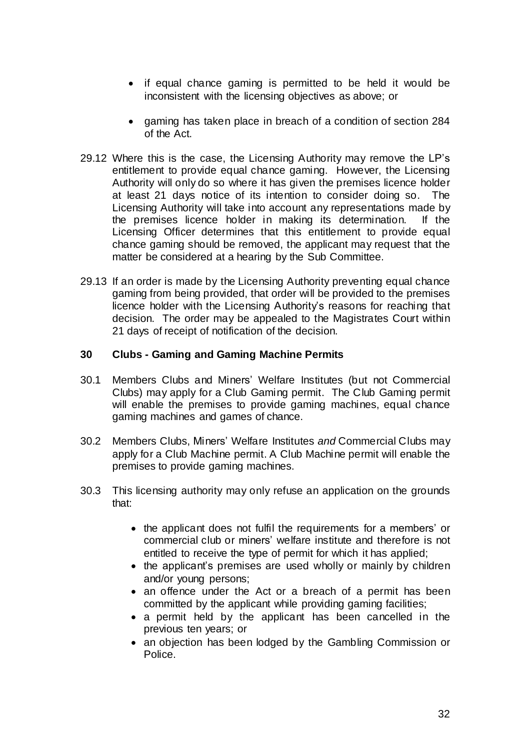- if equal chance gaming is permitted to be held it would be inconsistent with the licensing objectives as above; or
- gaming has taken place in breach of a condition of section 284 of the Act.

29.12 Where this is the case, the Licensing Authority may remove the LP's entitlement to provide equal chance gaming. However, the Licensing Authority will only do so where it has given the premises licence holder at least 21 days notice of its intention to consider doing so. The Licensing Authority will take into account any representations made by the premises licence holder in making its determination. If the Licensing Officer determines that this entitlement to provide equal chance gaming should be removed, the applicant may request that the matter be considered at a hearing by the Sub Committee.

29.13 If an order is made by the Licensing Authority preventing equal chance gaming from being provided, that order will be provided to the premises licence holder with the Licensing Authority's reasons for reaching that decision. The order may be appealed to the Magistrates Court within 21 days of receipt of notification of the decision.

## 30 Clubs - Gaming and Gaming Machine Permits

30.1 Members Clubs and Miners' Welfare Institutes (but not Commercial Clubs) may apply for a Club Gaming permit. The Club Gaming permit will enable the premises to provide gaming machines, equal chance gaming machines and games of chance.

30.2 Members Clubs, Miners' Welfare Institutes *and* Commercial Clubs may apply for a Club Machine permit. A Club Machine permit will enable the premises to provide gaming machines.

30.3 This licensing authority may only refuse an application on the grounds that:

- the applicant does not fulfil the requirements for a members' or commercial club or miners' welfare institute and therefore is not entitled to receive the type of permit for which it has applied;
- the applicant's premises are used wholly or mainly by children and/or young persons;
- an offence under the Act or a breach of a permit has been committed by the applicant while providing gaming facilities;
- a permit held by the applicant has been cancelled in the previous ten years; or
- an objection has been lodged by the Gambling Commission or Police.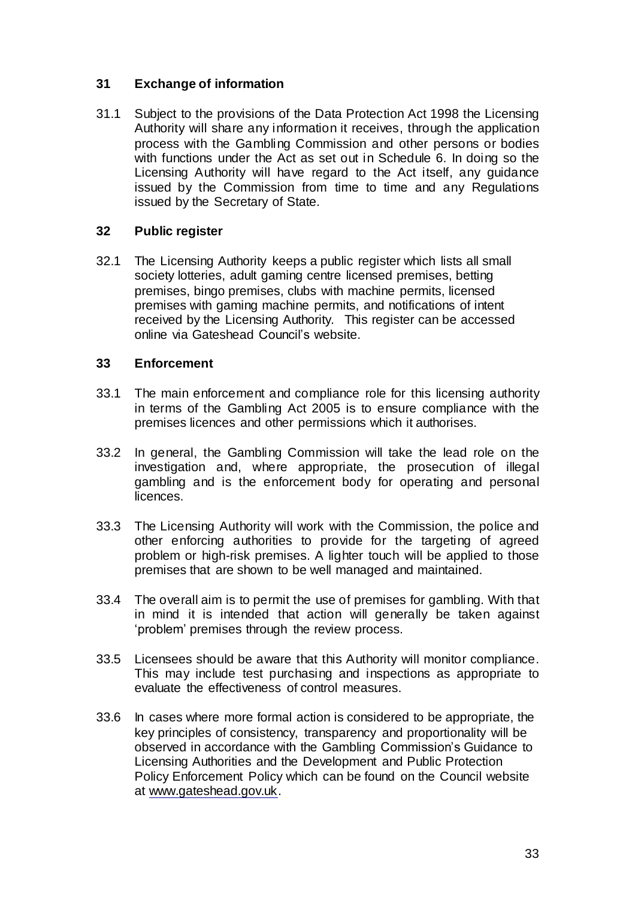## 31 Exchange of information

31.1 Subject to the provisions of the Data Protection Act 1998 the Licensing Authority will share any information it receives, through the application process with the Gambling Commission and other persons or bodies with functions under the Act as set out in Schedule 6. In doing so the Licensing Authority will have regard to the Act itself, any guidance issued by the Commission from time to time and any Regulations issued by the Secretary of State.

## 32 Public register

32.1 The Licensing Authority keeps a public register which lists all small society lotteries, adult gaming centre licensed premises, betting premises, bingo premises, clubs with machine permits, licensed premises with gaming machine permits, and notifications of intent received by the Licensing Authority. This register can be accessed online via Gateshead Council's website.

## 33 Enforcement

33.1 The main enforcement and compliance role for this licensing authority in terms of the Gambling Act 2005 is to ensure compliance with the premises licences and other permissions which it authorises.

33.2 In general, the Gambling Commission will take the lead role on the investigation and, where appropriate, the prosecution of illegal gambling and is the enforcement body for operating and personal licences.

33.3 The Licensing Authority will work with the Commission, the police and other enforcing authorities to provide for the targeting of agreed problem or high-risk premises. A lighter touch will be applied to those premises that are shown to be well managed and maintained.

33.4 The overall aim is to permit the use of premises for gambling. With that in mind it is intended that action will generally be taken against 'problem' premises through the review process.

33.5 Licensees should be aware that this Authority will monitor compliance. This may include test purchasing and inspections as appropriate to evaluate the effectiveness of control measures.

33.6 In cases where more formal action is considered to be appropriate, the key principles of consistency, transparency and proportionality will be observed in accordance with the Gambling Commission's Guidance to Licensing Authorities and the Development and Public Protection Policy Enforcement Policy which can be found on the Council website at www.gateshead.gov.uk.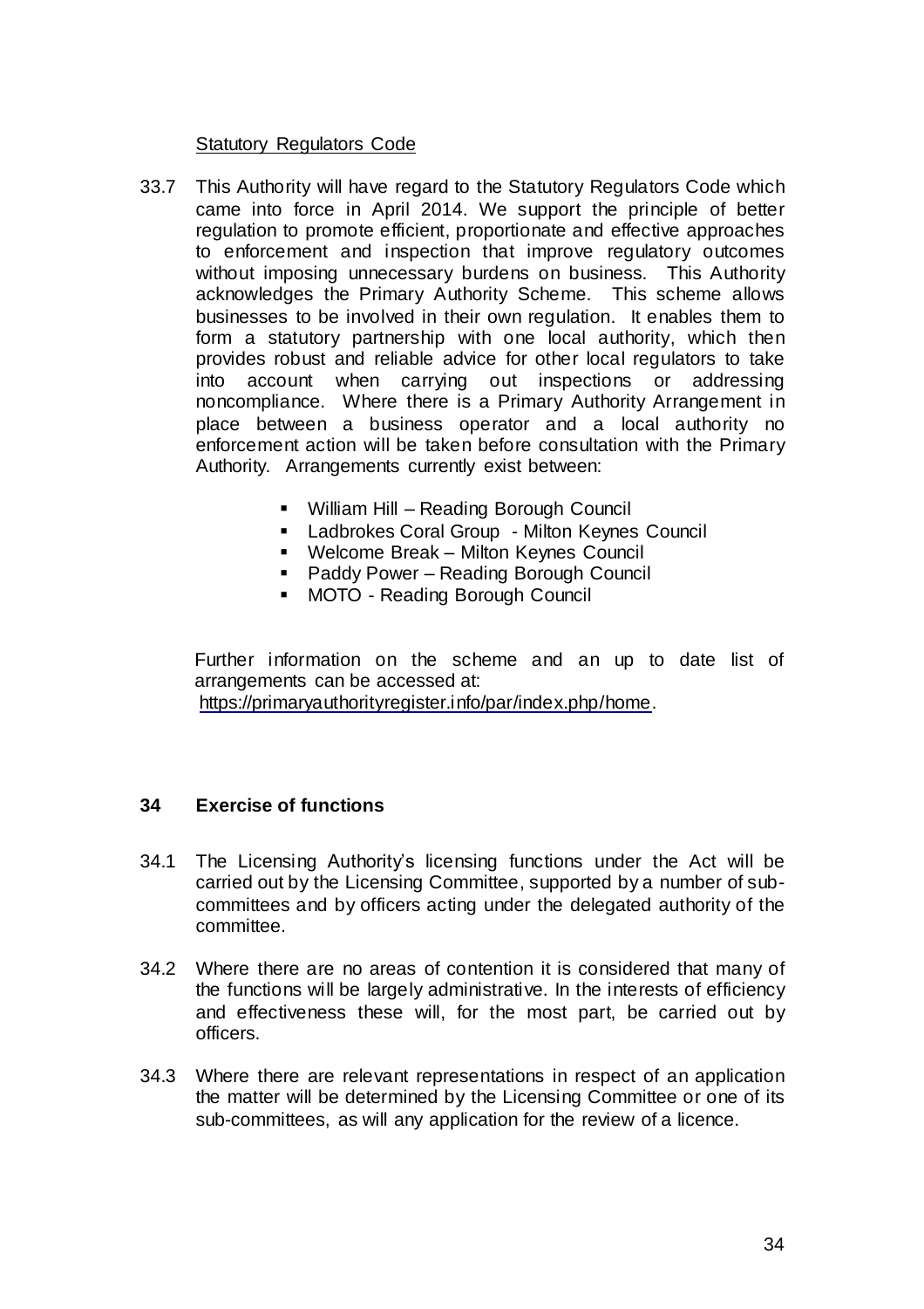Statutory Regulators Code

33.7 This Authority will have regard to the Statutory Regulators Code which came into force in April 2014. We support the principle of better regulation to promote efficient, proportionate and effective approaches to enforcement and inspection that improve regulatory outcomes without imposing unnecessary burdens on business. This Authority acknowledges the Primary Authority Scheme. This scheme allows businesses to be involved in their own regulation. It enables them to form a statutory partnership with one local authority, which then provides robust and reliable advice for other local regulators to take into account when carrying out inspections or addressing noncompliance. Where there is a Primary Authority Arrangement in place between a business operator and a local authority no enforcement action will be taken before consultation with the Primary Authority. Arrangements currently exist between:

- William Hill – Reading Borough Council
- Ladbrokes Coral Group - Milton Keynes Council
- Welcome Break – Milton Keynes Council
- Paddy Power – Reading Borough Council
- MOTO - Reading Borough Council

Further information on the scheme and an up to date list of arrangements can be accessed at: https://primaryauthorityregister.info/par/index.php/home.

## 34 Exercise of functions

34.1 The Licensing Authority's licensing functions under the Act will be carried out by the Licensing Committee, supported by a number of sub-committees and by officers acting under the delegated authority of the committee.

34.2 Where there are no areas of contention it is considered that many of the functions will be largely administrative. In the interests of efficiency and effectiveness these will, for the most part, be carried out by officers.

34.3 Where there are relevant representations in respect of an application the matter will be determined by the Licensing Committee or one of its sub-committees, as will any application for the review of a licence.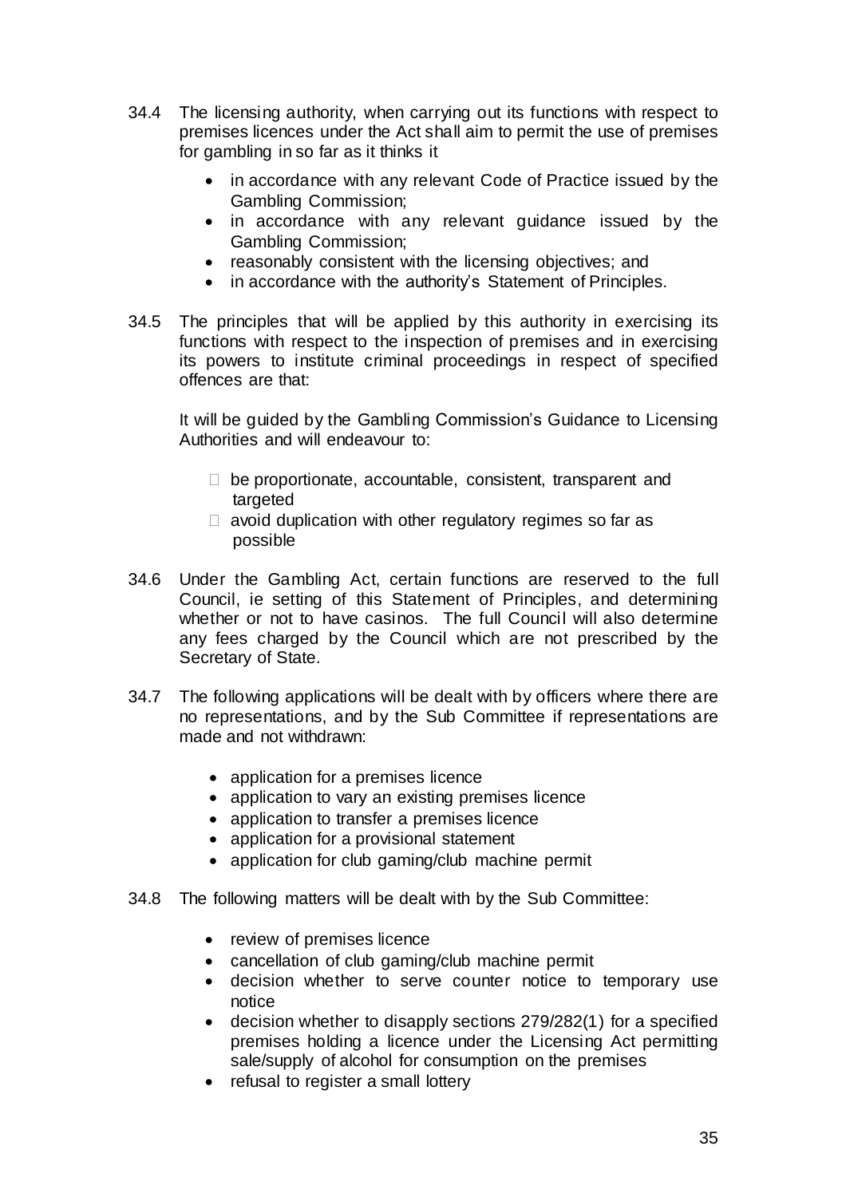34.4 The licensing authority, when carrying out its functions with respect to premises licences under the Act shall aim to permit the use of premises for gambling in so far as it thinks it

- in accordance with any relevant Code of Practice issued by the Gambling Commission;
- in accordance with any relevant guidance issued by the Gambling Commission;
- reasonably consistent with the licensing objectives; and
- in accordance with the authority's Statement of Principles.

34.5 The principles that will be applied by this authority in exercising its functions with respect to the inspection of premises and in exercising its powers to institute criminal proceedings in respect of specified offences are that:

It will be guided by the Gambling Commission's Guidance to Licensing Authorities and will endeavour to:

- be proportionate, accountable, consistent, transparent and targeted
- avoid duplication with other regulatory regimes so far as possible

34.6 Under the Gambling Act, certain functions are reserved to the full Council, ie setting of this Statement of Principles, and determining whether or not to have casinos. The full Council will also determine any fees charged by the Council which are not prescribed by the Secretary of State.

34.7 The following applications will be dealt with by officers where there are no representations, and by the Sub Committee if representations are made and not withdrawn:

- application for a premises licence
- application to vary an existing premises licence
- application to transfer a premises licence
- application for a provisional statement
- application for club gaming/club machine permit

34.8 The following matters will be dealt with by the Sub Committee:

- review of premises licence
- cancellation of club gaming/club machine permit
- decision whether to serve counter notice to temporary use notice
- decision whether to disapply sections 279/282(1) for a specified premises holding a licence under the Licensing Act permitting sale/supply of alcohol for consumption on the premises
- refusal to register a small lottery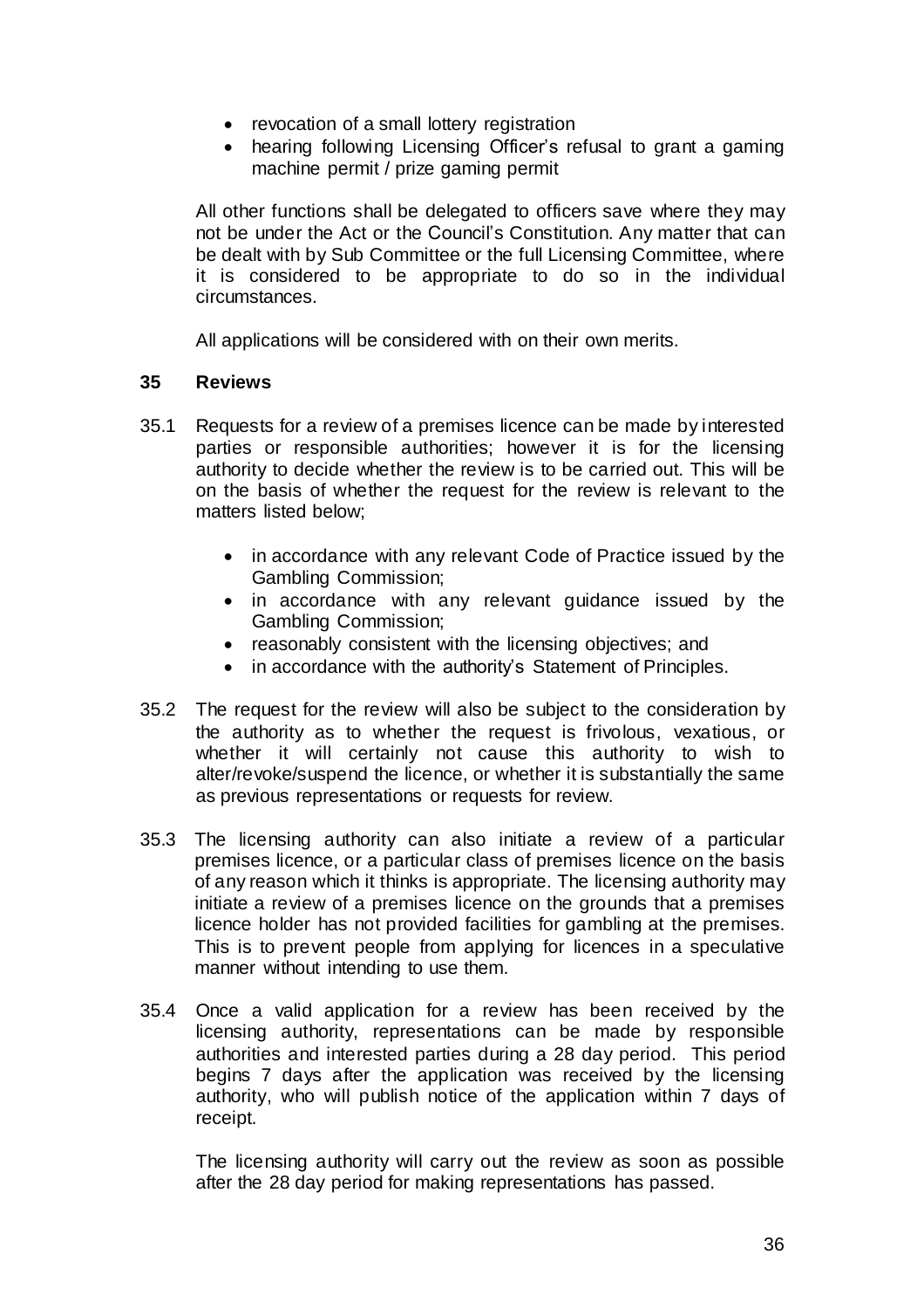- revocation of a small lottery registration
- hearing following Licensing Officer's refusal to grant a gaming machine permit / prize gaming permit

All other functions shall be delegated to officers save where they may not be under the Act or the Council's Constitution. Any matter that can be dealt with by Sub Committee or the full Licensing Committee, where it is considered to be appropriate to do so in the individual circumstances.

All applications will be considered with on their own merits.

## 35 Reviews

35.1 Requests for a review of a premises licence can be made by interested parties or responsible authorities; however it is for the licensing authority to decide whether the review is to be carried out. This will be on the basis of whether the request for the review is relevant to the matters listed below;

- in accordance with any relevant Code of Practice issued by the Gambling Commission;
- in accordance with any relevant guidance issued by the Gambling Commission;
- reasonably consistent with the licensing objectives; and
- in accordance with the authority's Statement of Principles.

35.2 The request for the review will also be subject to the consideration by the authority as to whether the request is frivolous, vexatious, or whether it will certainly not cause this authority to wish to alter/revoke/suspend the licence, or whether it is substantially the same as previous representations or requests for review.

35.3 The licensing authority can also initiate a review of a particular premises licence, or a particular class of premises licence on the basis of any reason which it thinks is appropriate. The licensing authority may initiate a review of a premises licence on the grounds that a premises licence holder has not provided facilities for gambling at the premises. This is to prevent people from applying for licences in a speculative manner without intending to use them.

35.4 Once a valid application for a review has been received by the licensing authority, representations can be made by responsible authorities and interested parties during a 28 day period. This period begins 7 days after the application was received by the licensing authority, who will publish notice of the application within 7 days of receipt.

The licensing authority will carry out the review as soon as possible after the 28 day period for making representations has passed.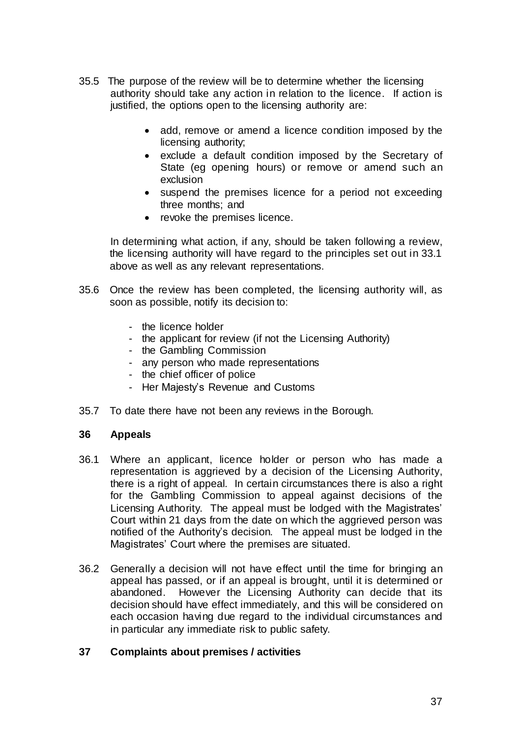35.5 The purpose of the review will be to determine whether the licensing authority should take any action in relation to the licence. If action is justified, the options open to the licensing authority are:

- add, remove or amend a licence condition imposed by the licensing authority;
- exclude a default condition imposed by the Secretary of State (eg opening hours) or remove or amend such an exclusion
- suspend the premises licence for a period not exceeding three months; and
- revoke the premises licence.

In determining what action, if any, should be taken following a review, the licensing authority will have regard to the principles set out in 33.1 above as well as any relevant representations.

35.6 Once the review has been completed, the licensing authority will, as soon as possible, notify its decision to:

- the licence holder
- the applicant for review (if not the Licensing Authority)
- the Gambling Commission
- any person who made representations
- the chief officer of police
- Her Majesty's Revenue and Customs

35.7 To date there have not been any reviews in the Borough.

## 36 Appeals

36.1 Where an applicant, licence holder or person who has made a representation is aggrieved by a decision of the Licensing Authority, there is a right of appeal. In certain circumstances there is also a right for the Gambling Commission to appeal against decisions of the Licensing Authority. The appeal must be lodged with the Magistrates' Court within 21 days from the date on which the aggrieved person was notified of the Authority's decision. The appeal must be lodged in the Magistrates' Court where the premises are situated.

36.2 Generally a decision will not have effect until the time for bringing an appeal has passed, or if an appeal is brought, until it is determined or abandoned. However the Licensing Authority can decide that its decision should have effect immediately, and this will be considered on each occasion having due regard to the individual circumstances and in particular any immediate risk to public safety.

## 37 Complaints about premises / activities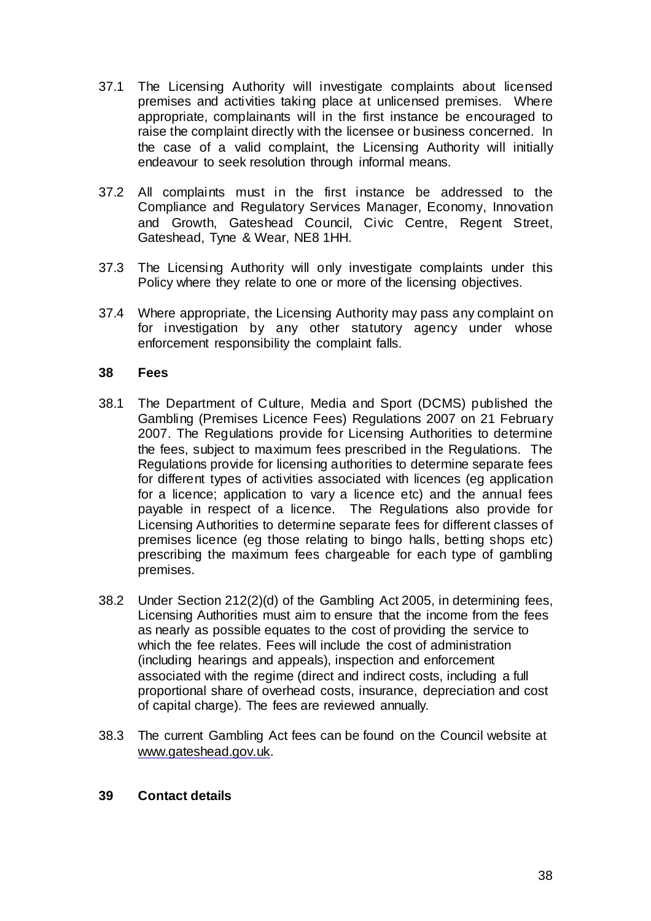37.1 The Licensing Authority will investigate complaints about licensed premises and activities taking place at unlicensed premises. Where appropriate, complainants will in the first instance be encouraged to raise the complaint directly with the licensee or business concerned. In the case of a valid complaint, the Licensing Authority will initially endeavour to seek resolution through informal means.

37.2 All complaints must in the first instance be addressed to the Compliance and Regulatory Services Manager, Economy, Innovation and Growth, Gateshead Council, Civic Centre, Regent Street, Gateshead, Tyne & Wear, NE8 1HH.

37.3 The Licensing Authority will only investigate complaints under this Policy where they relate to one or more of the licensing objectives.

37.4 Where appropriate, the Licensing Authority may pass any complaint on for investigation by any other statutory agency under whose enforcement responsibility the complaint falls.

## 38 Fees

38.1 The Department of Culture, Media and Sport (DCMS) published the Gambling (Premises Licence Fees) Regulations 2007 on 21 February 2007. The Regulations provide for Licensing Authorities to determine the fees, subject to maximum fees prescribed in the Regulations. The Regulations provide for licensing authorities to determine separate fees for different types of activities associated with licences (eg application for a licence; application to vary a licence etc) and the annual fees payable in respect of a licence. The Regulations also provide for Licensing Authorities to determine separate fees for different classes of premises licence (eg those relating to bingo halls, betting shops etc) prescribing the maximum fees chargeable for each type of gambling premises.

38.2 Under Section 212(2)(d) of the Gambling Act 2005, in determining fees, Licensing Authorities must aim to ensure that the income from the fees as nearly as possible equates to the cost of providing the service to which the fee relates. Fees will include the cost of administration (including hearings and appeals), inspection and enforcement associated with the regime (direct and indirect costs, including a full proportional share of overhead costs, insurance, depreciation and cost of capital charge). The fees are reviewed annually.

38.3 The current Gambling Act fees can be found on the Council website at www.gateshead.gov.uk.

## 39 Contact details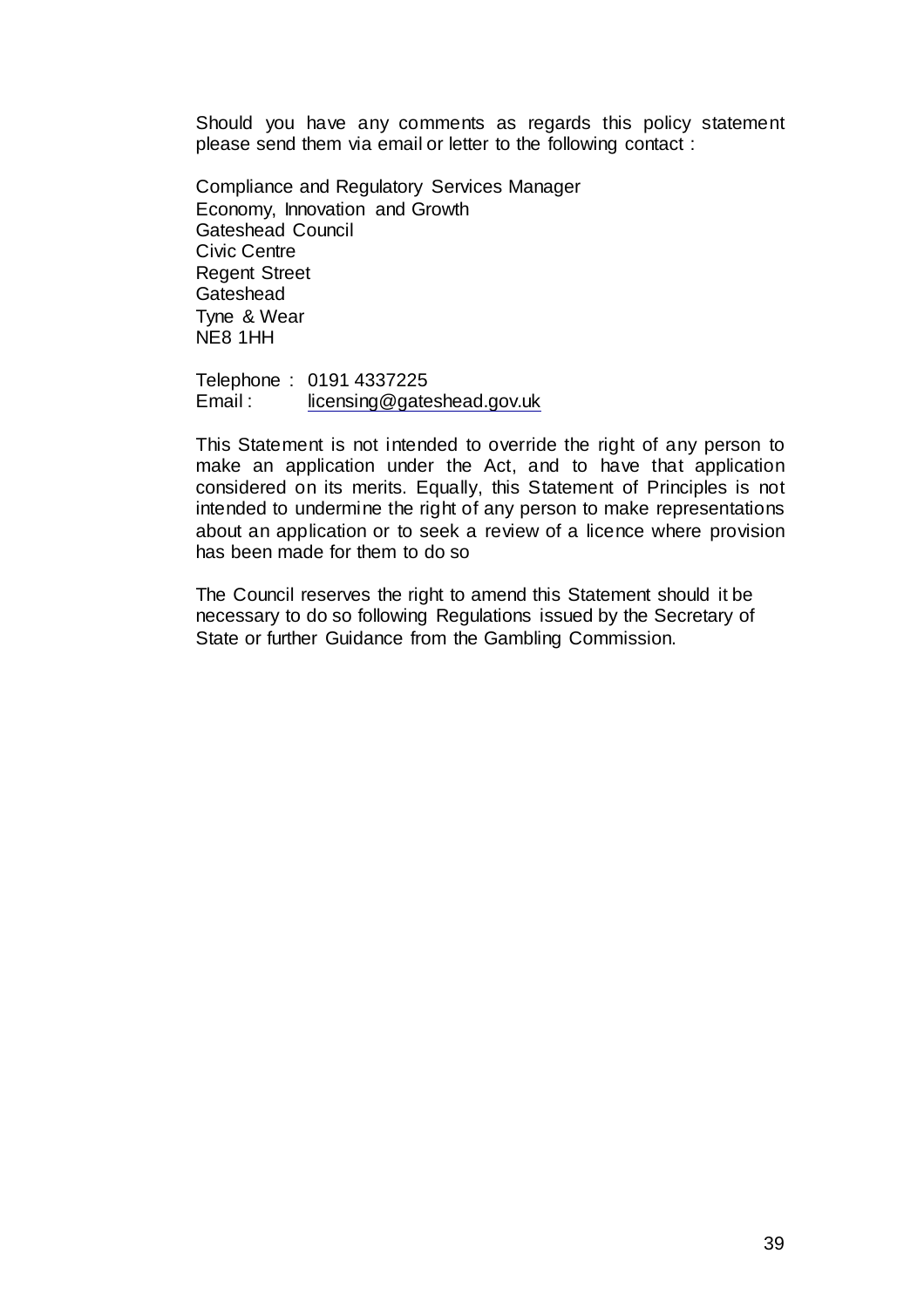Should you have any comments as regards this policy statement please send them via email or letter to the following contact :

Compliance and Regulatory Services Manager
Economy, Innovation and Growth
Gateshead Council
Civic Centre
Regent Street
Gateshead
Tyne & Wear
NE8 1HH

Telephone : 0191 4337225
Email : licensing@gateshead.gov.uk

This Statement is not intended to override the right of any person to make an application under the Act, and to have that application considered on its merits. Equally, this Statement of Principles is not intended to undermine the right of any person to make representations about an application or to seek a review of a licence where provision has been made for them to do so

The Council reserves the right to amend this Statement should it be necessary to do so following Regulations issued by the Secretary of State or further Guidance from the Gambling Commission.